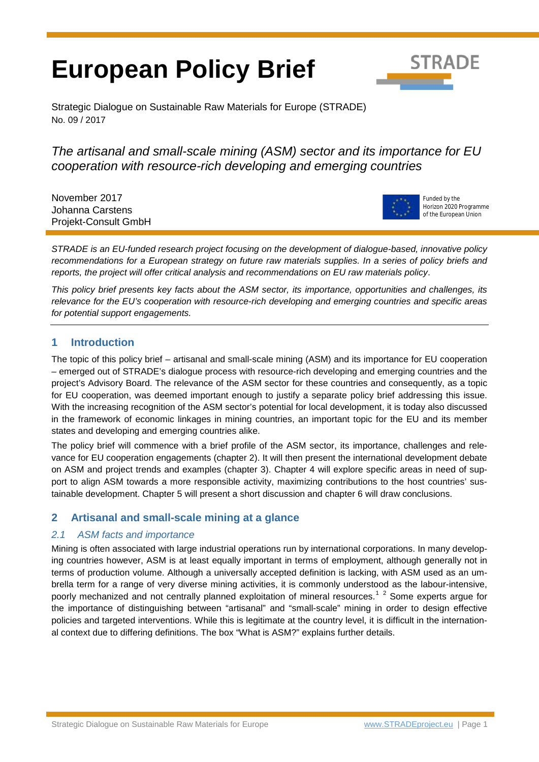# European Policy Brief

Strategic Dialogue on Sustainable Raw Materials for Europe (STRADE)
No. 09 / 2017

*The artisanal and small-scale mining (ASM) sector and its importance for EU cooperation with resource-rich developing and emerging countries*

November 2017
Johanna Carstens
Projekt-Consult GmbH

Funded by the Horizon 2020 Programme of the European Union

*STRADE is an EU-funded research project focusing on the development of dialogue-based, innovative policy recommendations for a European strategy on future raw materials supplies. In a series of policy briefs and reports, the project will offer critical analysis and recommendations on EU raw materials policy.*

*This policy brief presents key facts about the ASM sector, its importance, opportunities and challenges, its relevance for the EU's cooperation with resource-rich developing and emerging countries and specific areas for potential support engagements.*

## 1 Introduction

The topic of this policy brief – artisanal and small-scale mining (ASM) and its importance for EU cooperation – emerged out of STRADE's dialogue process with resource-rich developing and emerging countries and the project's Advisory Board. The relevance of the ASM sector for these countries and consequently, as a topic for EU cooperation, was deemed important enough to justify a separate policy brief addressing this issue. With the increasing recognition of the ASM sector's potential for local development, it is today also discussed in the framework of economic linkages in mining countries, an important topic for the EU and its member states and developing and emerging countries alike.

The policy brief will commence with a brief profile of the ASM sector, its importance, challenges and relevance for EU cooperation engagements (chapter 2). It will then present the international development debate on ASM and project trends and examples (chapter 3). Chapter 4 will explore specific areas in need of support to align ASM towards a more responsible activity, maximizing contributions to the host countries' sustainable development. Chapter 5 will present a short discussion and chapter 6 will draw conclusions.

## 2 Artisanal and small-scale mining at a glance

### *2.1 ASM facts and importance*

Mining is often associated with large industrial operations run by international corporations. In many developing countries however, ASM is at least equally important in terms of employment, although generally not in terms of production volume. Although a universally accepted definition is lacking, with ASM used as an umbrella term for a range of very diverse mining activities, it is commonly understood as the labour-intensive, poorly mechanized and not centrally planned exploitation of mineral resources.[1] [2] Some experts argue for the importance of distinguishing between "artisanal" and "small-scale" mining in order to design effective policies and targeted interventions. While this is legitimate at the country level, it is difficult in the international context due to differing definitions. The box "What is ASM?" explains further details.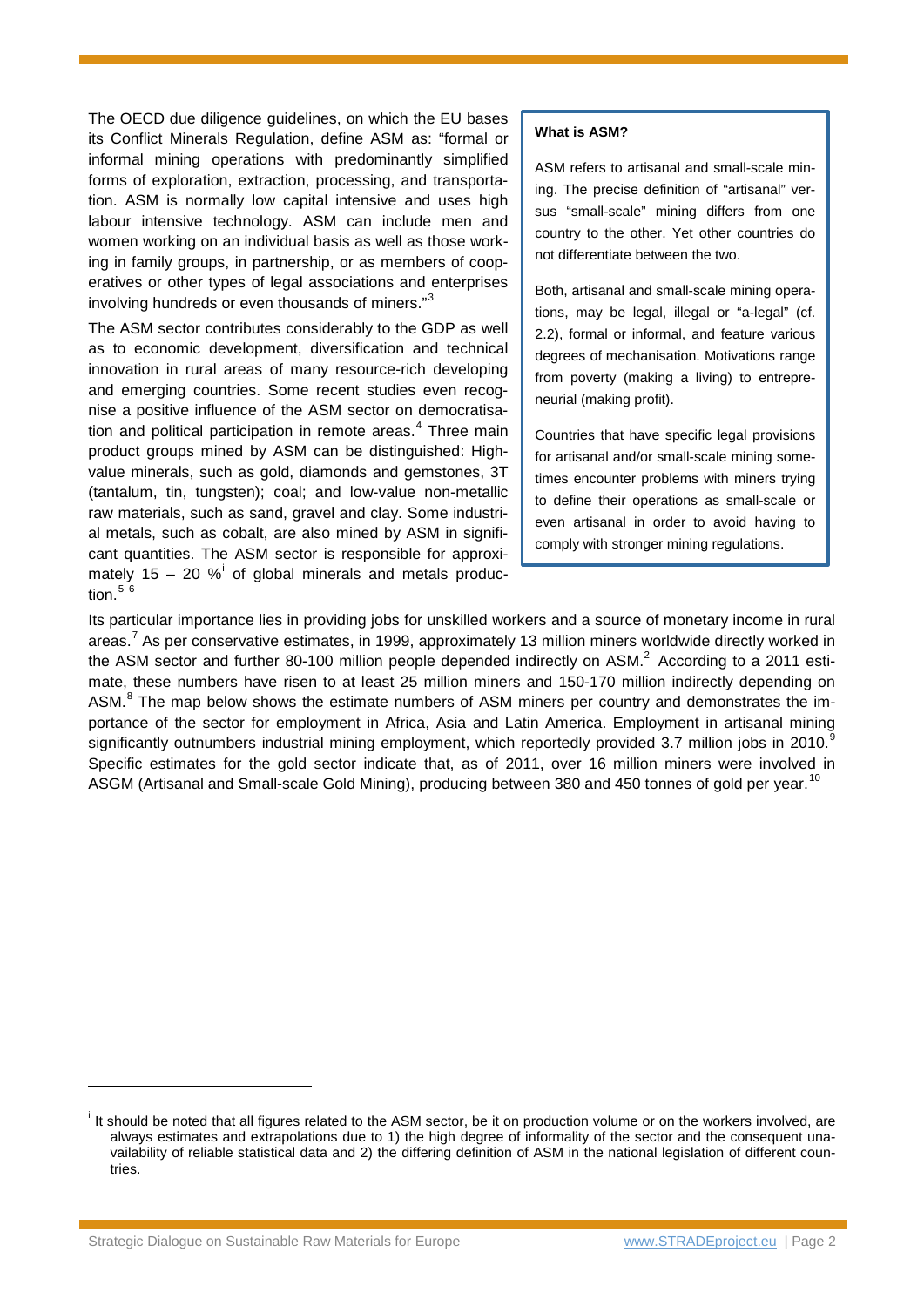The OECD due diligence guidelines, on which the EU bases its Conflict Minerals Regulation, define ASM as: "formal or informal mining operations with predominantly simplified forms of exploration, extraction, processing, and transportation. ASM is normally low capital intensive and uses high labour intensive technology. ASM can include men and women working on an individual basis as well as those working in family groups, in partnership, or as members of cooperatives or other types of legal associations and enterprises involving hundreds or even thousands of miners."[3]

The ASM sector contributes considerably to the GDP as well as to economic development, diversification and technical innovation in rural areas of many resource-rich developing and emerging countries. Some recent studies even recognise a positive influence of the ASM sector on democratisation and political participation in remote areas.[4] Three main product groups mined by ASM can be distinguished: High-value minerals, such as gold, diamonds and gemstones, 3T (tantalum, tin, tungsten); coal; and low-value non-metallic raw materials, such as sand, gravel and clay. Some industrial metals, such as cobalt, are also mined by ASM in significant quantities. The ASM sector is responsible for approximately 15 – 20 %[i] of global minerals and metals production.[5] [6]

> **What is ASM?**
>
> ASM refers to artisanal and small-scale mining. The precise definition of "artisanal" versus "small-scale" mining differs from one country to the other. Yet other countries do not differentiate between the two.
>
> Both, artisanal and small-scale mining operations, may be legal, illegal or "a-legal" (cf. 2.2), formal or informal, and feature various degrees of mechanisation. Motivations range from poverty (making a living) to entrepreneurial (making profit).
>
> Countries that have specific legal provisions for artisanal and/or small-scale mining sometimes encounter problems with miners trying to define their operations as small-scale or even artisanal in order to avoid having to comply with stronger mining regulations.

Its particular importance lies in providing jobs for unskilled workers and a source of monetary income in rural areas.[7] As per conservative estimates, in 1999, approximately 13 million miners worldwide directly worked in the ASM sector and further 80-100 million people depended indirectly on ASM.[2] According to a 2011 estimate, these numbers have risen to at least 25 million miners and 150-170 million indirectly depending on ASM.[8] The map below shows the estimate numbers of ASM miners per country and demonstrates the importance of the sector for employment in Africa, Asia and Latin America. Employment in artisanal mining significantly outnumbers industrial mining employment, which reportedly provided 3.7 million jobs in 2010.[9] Specific estimates for the gold sector indicate that, as of 2011, over 16 million miners were involved in ASGM (Artisanal and Small-scale Gold Mining), producing between 380 and 450 tonnes of gold per year.[10]

---

[i] It should be noted that all figures related to the ASM sector, be it on production volume or on the workers involved, are always estimates and extrapolations due to 1) the high degree of informality of the sector and the consequent unavailability of reliable statistical data and 2) the differing definition of ASM in the national legislation of different countries.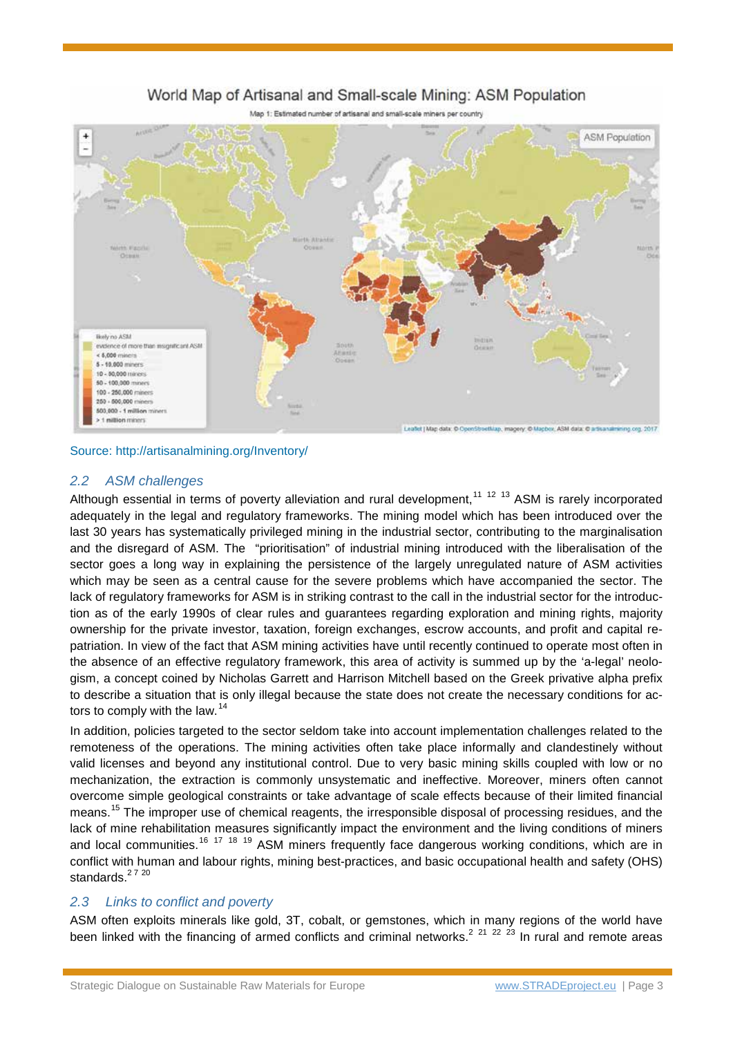World Map of Artisanal and Small-scale Mining: ASM Population

Map 1: Estimated number of artisanal and small-scale miners per country

Source: http://artisanalmining.org/Inventory/

## 2.2 ASM challenges

Although essential in terms of poverty alleviation and rural development,[11] [12] [13] ASM is rarely incorporated adequately in the legal and regulatory frameworks. The mining model which has been introduced over the last 30 years has systematically privileged mining in the industrial sector, contributing to the marginalisation and the disregard of ASM. The "prioritisation" of industrial mining introduced with the liberalisation of the sector goes a long way in explaining the persistence of the largely unregulated nature of ASM activities which may be seen as a central cause for the severe problems which have accompanied the sector. The lack of regulatory frameworks for ASM is in striking contrast to the call in the industrial sector for the introduction as of the early 1990s of clear rules and guarantees regarding exploration and mining rights, majority ownership for the private investor, taxation, foreign exchanges, escrow accounts, and profit and capital repatriation. In view of the fact that ASM mining activities have until recently continued to operate most often in the absence of an effective regulatory framework, this area of activity is summed up by the 'a-legal' neologism, a concept coined by Nicholas Garrett and Harrison Mitchell based on the Greek privative alpha prefix to describe a situation that is only illegal because the state does not create the necessary conditions for actors to comply with the law.[14]

In addition, policies targeted to the sector seldom take into account implementation challenges related to the remoteness of the operations. The mining activities often take place informally and clandestinely without valid licenses and beyond any institutional control. Due to very basic mining skills coupled with low or no mechanization, the extraction is commonly unsystematic and ineffective. Moreover, miners often cannot overcome simple geological constraints or take advantage of scale effects because of their limited financial means.[15] The improper use of chemical reagents, the irresponsible disposal of processing residues, and the lack of mine rehabilitation measures significantly impact the environment and the living conditions of miners and local communities.[16] [17] [18] [19] ASM miners frequently face dangerous working conditions, which are in conflict with human and labour rights, mining best-practices, and basic occupational health and safety (OHS) standards.[2 7 20]

## 2.3 Links to conflict and poverty

ASM often exploits minerals like gold, 3T, cobalt, or gemstones, which in many regions of the world have been linked with the financing of armed conflicts and criminal networks.[2] [21] [22] [23] In rural and remote areas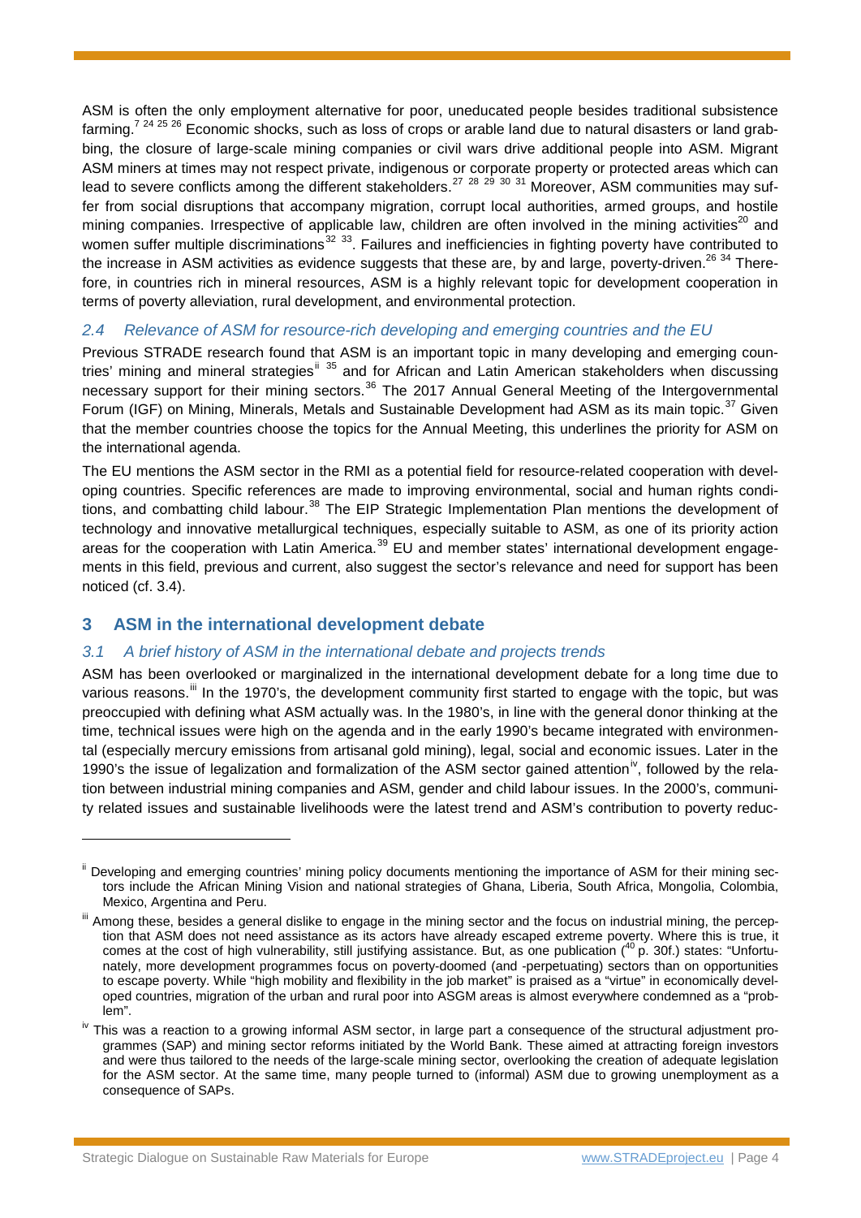ASM is often the only employment alternative for poor, uneducated people besides traditional subsistence farming.[7 24 25 26] Economic shocks, such as loss of crops or arable land due to natural disasters or land grabbing, the closure of large-scale mining companies or civil wars drive additional people into ASM. Migrant ASM miners at times may not respect private, indigenous or corporate property or protected areas which can lead to severe conflicts among the different stakeholders.[27 28 29 30 31] Moreover, ASM communities may suffer from social disruptions that accompany migration, corrupt local authorities, armed groups, and hostile mining companies. Irrespective of applicable law, children are often involved in the mining activities[20] and women suffer multiple discriminations[32 33]. Failures and inefficiencies in fighting poverty have contributed to the increase in ASM activities as evidence suggests that these are, by and large, poverty-driven.[26 34] Therefore, in countries rich in mineral resources, ASM is a highly relevant topic for development cooperation in terms of poverty alleviation, rural development, and environmental protection.

### *2.4 Relevance of ASM for resource-rich developing and emerging countries and the EU*

Previous STRADE research found that ASM is an important topic in many developing and emerging countries' mining and mineral strategies[ii 35] and for African and Latin American stakeholders when discussing necessary support for their mining sectors.[36] The 2017 Annual General Meeting of the Intergovernmental Forum (IGF) on Mining, Minerals, Metals and Sustainable Development had ASM as its main topic.[37] Given that the member countries choose the topics for the Annual Meeting, this underlines the priority for ASM on the international agenda.

The EU mentions the ASM sector in the RMI as a potential field for resource-related cooperation with developing countries. Specific references are made to improving environmental, social and human rights conditions, and combatting child labour.[38] The EIP Strategic Implementation Plan mentions the development of technology and innovative metallurgical techniques, especially suitable to ASM, as one of its priority action areas for the cooperation with Latin America.[39] EU and member states' international development engagements in this field, previous and current, also suggest the sector's relevance and need for support has been noticed (cf. 3.4).

## 3 ASM in the international development debate

### *3.1 A brief history of ASM in the international debate and projects trends*

ASM has been overlooked or marginalized in the international development debate for a long time due to various reasons.[iii] In the 1970's, the development community first started to engage with the topic, but was preoccupied with defining what ASM actually was. In the 1980's, in line with the general donor thinking at the time, technical issues were high on the agenda and in the early 1990's became integrated with environmental (especially mercury emissions from artisanal gold mining), legal, social and economic issues. Later in the 1990's the issue of legalization and formalization of the ASM sector gained attention[iv], followed by the relation between industrial mining companies and ASM, gender and child labour issues. In the 2000's, community related issues and sustainable livelihoods were the latest trend and ASM's contribution to poverty reduc-

---

[ii] Developing and emerging countries' mining policy documents mentioning the importance of ASM for their mining sectors include the African Mining Vision and national strategies of Ghana, Liberia, South Africa, Mongolia, Colombia, Mexico, Argentina and Peru.

[iii] Among these, besides a general dislike to engage in the mining sector and the focus on industrial mining, the perception that ASM does not need assistance as its actors have already escaped extreme poverty. Where this is true, it comes at the cost of high vulnerability, still justifying assistance. But, as one publication ([40] p. 30f.) states: "Unfortunately, more development programmes focus on poverty-doomed (and -perpetuating) sectors than on opportunities to escape poverty. While "high mobility and flexibility in the job market" is praised as a "virtue" in economically developed countries, migration of the urban and rural poor into ASGM areas is almost everywhere condemned as a "problem".

[iv] This was a reaction to a growing informal ASM sector, in large part a consequence of the structural adjustment programmes (SAP) and mining sector reforms initiated by the World Bank. These aimed at attracting foreign investors and were thus tailored to the needs of the large-scale mining sector, overlooking the creation of adequate legislation for the ASM sector. At the same time, many people turned to (informal) ASM due to growing unemployment as a consequence of SAPs.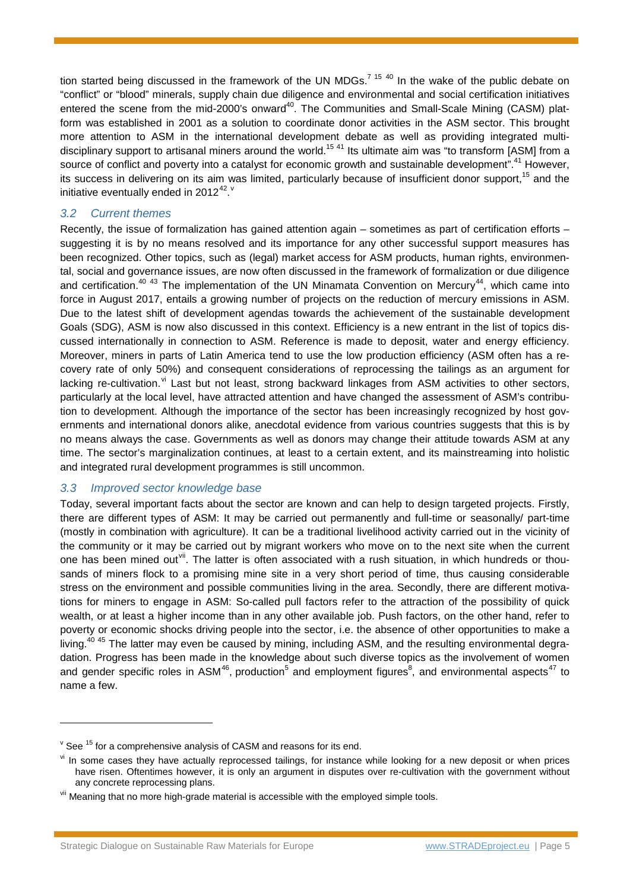tion started being discussed in the framework of the UN MDGs.[7 15 40] In the wake of the public debate on "conflict" or "blood" minerals, supply chain due diligence and environmental and social certification initiatives entered the scene from the mid-2000's onward[40]. The Communities and Small-Scale Mining (CASM) platform was established in 2001 as a solution to coordinate donor activities in the ASM sector. This brought more attention to ASM in the international development debate as well as providing integrated multi-disciplinary support to artisanal miners around the world.[15 41] Its ultimate aim was "to transform [ASM] from a source of conflict and poverty into a catalyst for economic growth and sustainable development".[41] However, its success in delivering on its aim was limited, particularly because of insufficient donor support,[15] and the initiative eventually ended in 2012[42].[v]

### *3.2 Current themes*

Recently, the issue of formalization has gained attention again – sometimes as part of certification efforts – suggesting it is by no means resolved and its importance for any other successful support measures has been recognized. Other topics, such as (legal) market access for ASM products, human rights, environmental, social and governance issues, are now often discussed in the framework of formalization or due diligence and certification.[40 43] The implementation of the UN Minamata Convention on Mercury[44], which came into force in August 2017, entails a growing number of projects on the reduction of mercury emissions in ASM. Due to the latest shift of development agendas towards the achievement of the sustainable development Goals (SDG), ASM is now also discussed in this context. Efficiency is a new entrant in the list of topics discussed internationally in connection to ASM. Reference is made to deposit, water and energy efficiency. Moreover, miners in parts of Latin America tend to use the low production efficiency (ASM often has a recovery rate of only 50%) and consequent considerations of reprocessing the tailings as an argument for lacking re-cultivation.[vi] Last but not least, strong backward linkages from ASM activities to other sectors, particularly at the local level, have attracted attention and have changed the assessment of ASM's contribution to development. Although the importance of the sector has been increasingly recognized by host governments and international donors alike, anecdotal evidence from various countries suggests that this is by no means always the case. Governments as well as donors may change their attitude towards ASM at any time. The sector's marginalization continues, at least to a certain extent, and its mainstreaming into holistic and integrated rural development programmes is still uncommon.

### *3.3 Improved sector knowledge base*

Today, several important facts about the sector are known and can help to design targeted projects. Firstly, there are different types of ASM: It may be carried out permanently and full-time or seasonally/ part-time (mostly in combination with agriculture). It can be a traditional livelihood activity carried out in the vicinity of the community or it may be carried out by migrant workers who move on to the next site when the current one has been mined out[vii]. The latter is often associated with a rush situation, in which hundreds or thousands of miners flock to a promising mine site in a very short period of time, thus causing considerable stress on the environment and possible communities living in the area. Secondly, there are different motivations for miners to engage in ASM: So-called pull factors refer to the attraction of the possibility of quick wealth, or at least a higher income than in any other available job. Push factors, on the other hand, refer to poverty or economic shocks driving people into the sector, i.e. the absence of other opportunities to make a living.[40 45] The latter may even be caused by mining, including ASM, and the resulting environmental degradation. Progress has been made in the knowledge about such diverse topics as the involvement of women and gender specific roles in ASM[46], production[5] and employment figures[8], and environmental aspects[47] to name a few.

---

[v] See [15] for a comprehensive analysis of CASM and reasons for its end.

[vi] In some cases they have actually reprocessed tailings, for instance while looking for a new deposit or when prices have risen. Oftentimes however, it is only an argument in disputes over re-cultivation with the government without any concrete reprocessing plans.

[vii] Meaning that no more high-grade material is accessible with the employed simple tools.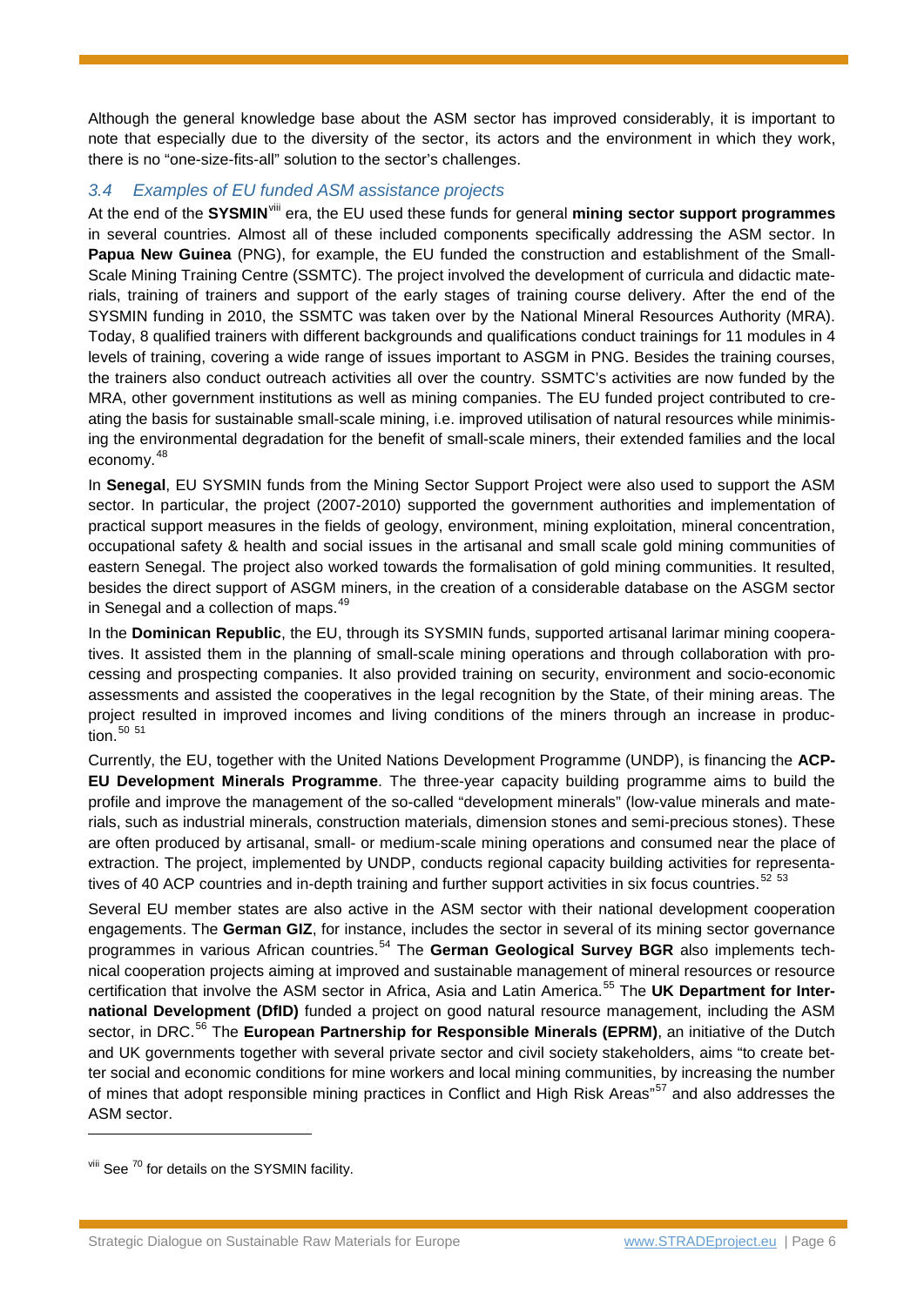Although the general knowledge base about the ASM sector has improved considerably, it is important to note that especially due to the diversity of the sector, its actors and the environment in which they work, there is no "one-size-fits-all" solution to the sector's challenges.

### *3.4 Examples of EU funded ASM assistance projects*

At the end of the **SYSMIN**[viii] era, the EU used these funds for general **mining sector support programmes** in several countries. Almost all of these included components specifically addressing the ASM sector. In **Papua New Guinea** (PNG), for example, the EU funded the construction and establishment of the Small-Scale Mining Training Centre (SSMTC). The project involved the development of curricula and didactic materials, training of trainers and support of the early stages of training course delivery. After the end of the SYSMIN funding in 2010, the SSMTC was taken over by the National Mineral Resources Authority (MRA). Today, 8 qualified trainers with different backgrounds and qualifications conduct trainings for 11 modules in 4 levels of training, covering a wide range of issues important to ASGM in PNG. Besides the training courses, the trainers also conduct outreach activities all over the country. SSMTC's activities are now funded by the MRA, other government institutions as well as mining companies. The EU funded project contributed to creating the basis for sustainable small-scale mining, i.e. improved utilisation of natural resources while minimising the environmental degradation for the benefit of small-scale miners, their extended families and the local economy.[48]

In **Senegal**, EU SYSMIN funds from the Mining Sector Support Project were also used to support the ASM sector. In particular, the project (2007-2010) supported the government authorities and implementation of practical support measures in the fields of geology, environment, mining exploitation, mineral concentration, occupational safety & health and social issues in the artisanal and small scale gold mining communities of eastern Senegal. The project also worked towards the formalisation of gold mining communities. It resulted, besides the direct support of ASGM miners, in the creation of a considerable database on the ASGM sector in Senegal and a collection of maps.[49]

In the **Dominican Republic**, the EU, through its SYSMIN funds, supported artisanal larimar mining cooperatives. It assisted them in the planning of small-scale mining operations and through collaboration with processing and prospecting companies. It also provided training on security, environment and socio-economic assessments and assisted the cooperatives in the legal recognition by the State, of their mining areas. The project resulted in improved incomes and living conditions of the miners through an increase in production.[50] [51]

Currently, the EU, together with the United Nations Development Programme (UNDP), is financing the **ACP-EU Development Minerals Programme**. The three-year capacity building programme aims to build the profile and improve the management of the so-called "development minerals" (low-value minerals and materials, such as industrial minerals, construction materials, dimension stones and semi-precious stones). These are often produced by artisanal, small- or medium-scale mining operations and consumed near the place of extraction. The project, implemented by UNDP, conducts regional capacity building activities for representatives of 40 ACP countries and in-depth training and further support activities in six focus countries.[52] [53]

Several EU member states are also active in the ASM sector with their national development cooperation engagements. The **German GIZ**, for instance, includes the sector in several of its mining sector governance programmes in various African countries.[54] The **German Geological Survey BGR** also implements technical cooperation projects aiming at improved and sustainable management of mineral resources or resource certification that involve the ASM sector in Africa, Asia and Latin America.[55] The **UK Department for International Development (DfID)** funded a project on good natural resource management, including the ASM sector, in DRC.[56] The **European Partnership for Responsible Minerals (EPRM)**, an initiative of the Dutch and UK governments together with several private sector and civil society stakeholders, aims "to create better social and economic conditions for mine workers and local mining communities, by increasing the number of mines that adopt responsible mining practices in Conflict and High Risk Areas"[57] and also addresses the ASM sector.

---

[viii] See [70] for details on the SYSMIN facility.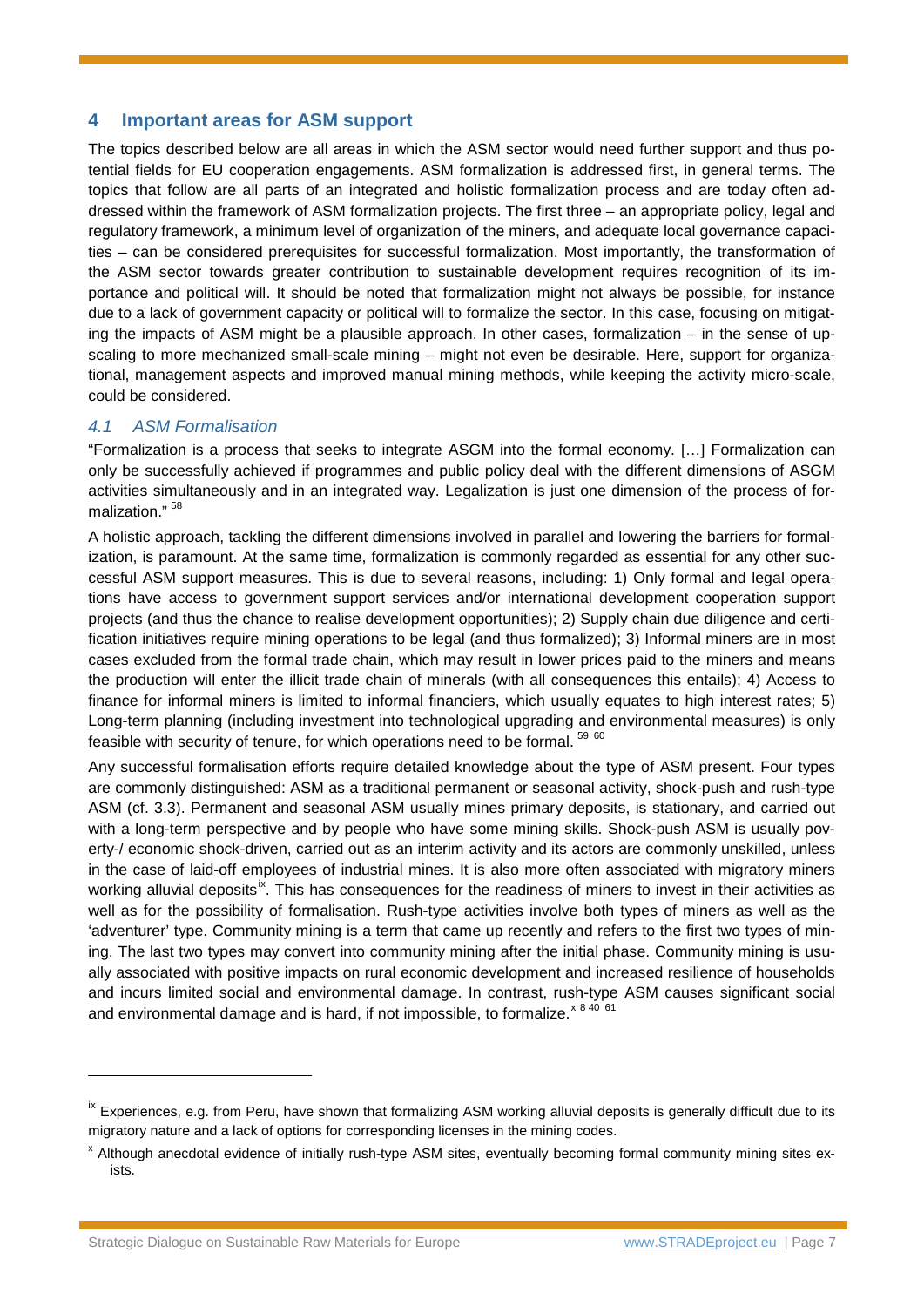## 4 Important areas for ASM support

The topics described below are all areas in which the ASM sector would need further support and thus potential fields for EU cooperation engagements. ASM formalization is addressed first, in general terms. The topics that follow are all parts of an integrated and holistic formalization process and are today often addressed within the framework of ASM formalization projects. The first three – an appropriate policy, legal and regulatory framework, a minimum level of organization of the miners, and adequate local governance capacities – can be considered prerequisites for successful formalization. Most importantly, the transformation of the ASM sector towards greater contribution to sustainable development requires recognition of its importance and political will. It should be noted that formalization might not always be possible, for instance due to a lack of government capacity or political will to formalize the sector. In this case, focusing on mitigating the impacts of ASM might be a plausible approach. In other cases, formalization – in the sense of upscaling to more mechanized small-scale mining – might not even be desirable. Here, support for organizational, management aspects and improved manual mining methods, while keeping the activity micro-scale, could be considered.

### *4.1 ASM Formalisation*

"Formalization is a process that seeks to integrate ASGM into the formal economy. […] Formalization can only be successfully achieved if programmes and public policy deal with the different dimensions of ASGM activities simultaneously and in an integrated way. Legalization is just one dimension of the process of formalization." [58]

A holistic approach, tackling the different dimensions involved in parallel and lowering the barriers for formalization, is paramount. At the same time, formalization is commonly regarded as essential for any other successful ASM support measures. This is due to several reasons, including: 1) Only formal and legal operations have access to government support services and/or international development cooperation support projects (and thus the chance to realise development opportunities); 2) Supply chain due diligence and certification initiatives require mining operations to be legal (and thus formalized); 3) Informal miners are in most cases excluded from the formal trade chain, which may result in lower prices paid to the miners and means the production will enter the illicit trade chain of minerals (with all consequences this entails); 4) Access to finance for informal miners is limited to informal financiers, which usually equates to high interest rates; 5) Long-term planning (including investment into technological upgrading and environmental measures) is only feasible with security of tenure, for which operations need to be formal. [59] [60]

Any successful formalisation efforts require detailed knowledge about the type of ASM present. Four types are commonly distinguished: ASM as a traditional permanent or seasonal activity, shock-push and rush-type ASM (cf. 3.3). Permanent and seasonal ASM usually mines primary deposits, is stationary, and carried out with a long-term perspective and by people who have some mining skills. Shock-push ASM is usually poverty-/ economic shock-driven, carried out as an interim activity and its actors are commonly unskilled, unless in the case of laid-off employees of industrial mines. It is also more often associated with migratory miners working alluvial deposits[ix]. This has consequences for the readiness of miners to invest in their activities as well as for the possibility of formalisation. Rush-type activities involve both types of miners as well as the 'adventurer' type. Community mining is a term that came up recently and refers to the first two types of mining. The last two types may convert into community mining after the initial phase. Community mining is usually associated with positive impacts on rural economic development and increased resilience of households and incurs limited social and environmental damage. In contrast, rush-type ASM causes significant social and environmental damage and is hard, if not impossible, to formalize.[x] [8] [40] [61]

---

[ix] Experiences, e.g. from Peru, have shown that formalizing ASM working alluvial deposits is generally difficult due to its migratory nature and a lack of options for corresponding licenses in the mining codes.

[x] Although anecdotal evidence of initially rush-type ASM sites, eventually becoming formal community mining sites exists.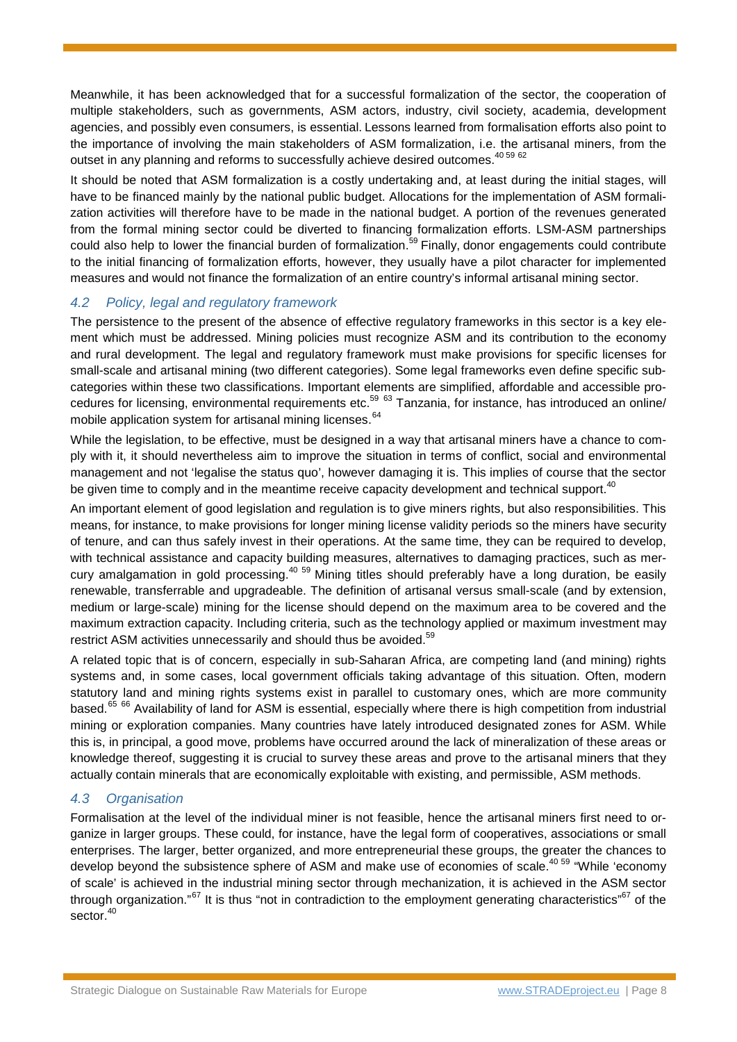Meanwhile, it has been acknowledged that for a successful formalization of the sector, the cooperation of multiple stakeholders, such as governments, ASM actors, industry, civil society, academia, development agencies, and possibly even consumers, is essential. Lessons learned from formalisation efforts also point to the importance of involving the main stakeholders of ASM formalization, i.e. the artisanal miners, from the outset in any planning and reforms to successfully achieve desired outcomes.[40 59 62]

It should be noted that ASM formalization is a costly undertaking and, at least during the initial stages, will have to be financed mainly by the national public budget. Allocations for the implementation of ASM formalization activities will therefore have to be made in the national budget. A portion of the revenues generated from the formal mining sector could be diverted to financing formalization efforts. LSM-ASM partnerships could also help to lower the financial burden of formalization.[59] Finally, donor engagements could contribute to the initial financing of formalization efforts, however, they usually have a pilot character for implemented measures and would not finance the formalization of an entire country's informal artisanal mining sector.

## 4.2 Policy, legal and regulatory framework

The persistence to the present of the absence of effective regulatory frameworks in this sector is a key element which must be addressed. Mining policies must recognize ASM and its contribution to the economy and rural development. The legal and regulatory framework must make provisions for specific licenses for small-scale and artisanal mining (two different categories). Some legal frameworks even define specific subcategories within these two classifications. Important elements are simplified, affordable and accessible procedures for licensing, environmental requirements etc.[59 63] Tanzania, for instance, has introduced an online/ mobile application system for artisanal mining licenses.[64]

While the legislation, to be effective, must be designed in a way that artisanal miners have a chance to comply with it, it should nevertheless aim to improve the situation in terms of conflict, social and environmental management and not 'legalise the status quo', however damaging it is. This implies of course that the sector be given time to comply and in the meantime receive capacity development and technical support.[40]

An important element of good legislation and regulation is to give miners rights, but also responsibilities. This means, for instance, to make provisions for longer mining license validity periods so the miners have security of tenure, and can thus safely invest in their operations. At the same time, they can be required to develop, with technical assistance and capacity building measures, alternatives to damaging practices, such as mercury amalgamation in gold processing.[40 59] Mining titles should preferably have a long duration, be easily renewable, transferrable and upgradeable. The definition of artisanal versus small-scale (and by extension, medium or large-scale) mining for the license should depend on the maximum area to be covered and the maximum extraction capacity. Including criteria, such as the technology applied or maximum investment may restrict ASM activities unnecessarily and should thus be avoided.[59]

A related topic that is of concern, especially in sub-Saharan Africa, are competing land (and mining) rights systems and, in some cases, local government officials taking advantage of this situation. Often, modern statutory land and mining rights systems exist in parallel to customary ones, which are more community based.[65 66] Availability of land for ASM is essential, especially where there is high competition from industrial mining or exploration companies. Many countries have lately introduced designated zones for ASM. While this is, in principal, a good move, problems have occurred around the lack of mineralization of these areas or knowledge thereof, suggesting it is crucial to survey these areas and prove to the artisanal miners that they actually contain minerals that are economically exploitable with existing, and permissible, ASM methods.

## 4.3 Organisation

Formalisation at the level of the individual miner is not feasible, hence the artisanal miners first need to organize in larger groups. These could, for instance, have the legal form of cooperatives, associations or small enterprises. The larger, better organized, and more entrepreneurial these groups, the greater the chances to develop beyond the subsistence sphere of ASM and make use of economies of scale.[40 59] "While 'economy of scale' is achieved in the industrial mining sector through mechanization, it is achieved in the ASM sector through organization."[67] It is thus "not in contradiction to the employment generating characteristics"[67] of the sector.[40]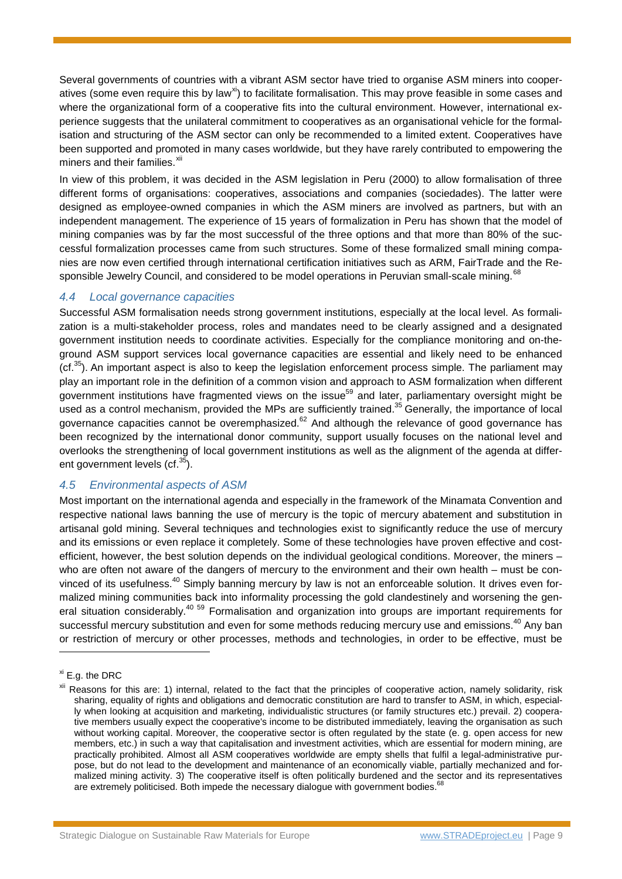Several governments of countries with a vibrant ASM sector have tried to organise ASM miners into cooperatives (some even require this by law[xi]) to facilitate formalisation. This may prove feasible in some cases and where the organizational form of a cooperative fits into the cultural environment. However, international experience suggests that the unilateral commitment to cooperatives as an organisational vehicle for the formalisation and structuring of the ASM sector can only be recommended to a limited extent. Cooperatives have been supported and promoted in many cases worldwide, but they have rarely contributed to empowering the miners and their families.[xii]

In view of this problem, it was decided in the ASM legislation in Peru (2000) to allow formalisation of three different forms of organisations: cooperatives, associations and companies (sociedades). The latter were designed as employee-owned companies in which the ASM miners are involved as partners, but with an independent management. The experience of 15 years of formalization in Peru has shown that the model of mining companies was by far the most successful of the three options and that more than 80% of the successful formalization processes came from such structures. Some of these formalized small mining companies are now even certified through international certification initiatives such as ARM, FairTrade and the Responsible Jewelry Council, and considered to be model operations in Peruvian small-scale mining.[68]

### *4.4 Local governance capacities*

Successful ASM formalisation needs strong government institutions, especially at the local level. As formalization is a multi-stakeholder process, roles and mandates need to be clearly assigned and a designated government institution needs to coordinate activities. Especially for the compliance monitoring and on-the-ground ASM support services local governance capacities are essential and likely need to be enhanced (cf.[35]). An important aspect is also to keep the legislation enforcement process simple. The parliament may play an important role in the definition of a common vision and approach to ASM formalization when different government institutions have fragmented views on the issue[59] and later, parliamentary oversight might be used as a control mechanism, provided the MPs are sufficiently trained.[35] Generally, the importance of local governance capacities cannot be overemphasized.[62] And although the relevance of good governance has been recognized by the international donor community, support usually focuses on the national level and overlooks the strengthening of local government institutions as well as the alignment of the agenda at different government levels (cf.[35]).

### *4.5 Environmental aspects of ASM*

Most important on the international agenda and especially in the framework of the Minamata Convention and respective national laws banning the use of mercury is the topic of mercury abatement and substitution in artisanal gold mining. Several techniques and technologies exist to significantly reduce the use of mercury and its emissions or even replace it completely. Some of these technologies have proven effective and cost-efficient, however, the best solution depends on the individual geological conditions. Moreover, the miners – who are often not aware of the dangers of mercury to the environment and their own health – must be convinced of its usefulness.[40] Simply banning mercury by law is not an enforceable solution. It drives even formalized mining communities back into informality processing the gold clandestinely and worsening the general situation considerably.[40] [59] Formalisation and organization into groups are important requirements for successful mercury substitution and even for some methods reducing mercury use and emissions.[40] Any ban or restriction of mercury or other processes, methods and technologies, in order to be effective, must be

---

[xi] E.g. the DRC

[xii] Reasons for this are: 1) internal, related to the fact that the principles of cooperative action, namely solidarity, risk sharing, equality of rights and obligations and democratic constitution are hard to transfer to ASM, in which, especially when looking at acquisition and marketing, individualistic structures (or family structures etc.) prevail. 2) cooperative members usually expect the cooperative's income to be distributed immediately, leaving the organisation as such without working capital. Moreover, the cooperative sector is often regulated by the state (e. g. open access for new members, etc.) in such a way that capitalisation and investment activities, which are essential for modern mining, are practically prohibited. Almost all ASM cooperatives worldwide are empty shells that fulfil a legal-administrative purpose, but do not lead to the development and maintenance of an economically viable, partially mechanized and formalized mining activity. 3) The cooperative itself is often politically burdened and the sector and its representatives are extremely politicised. Both impede the necessary dialogue with government bodies.[68]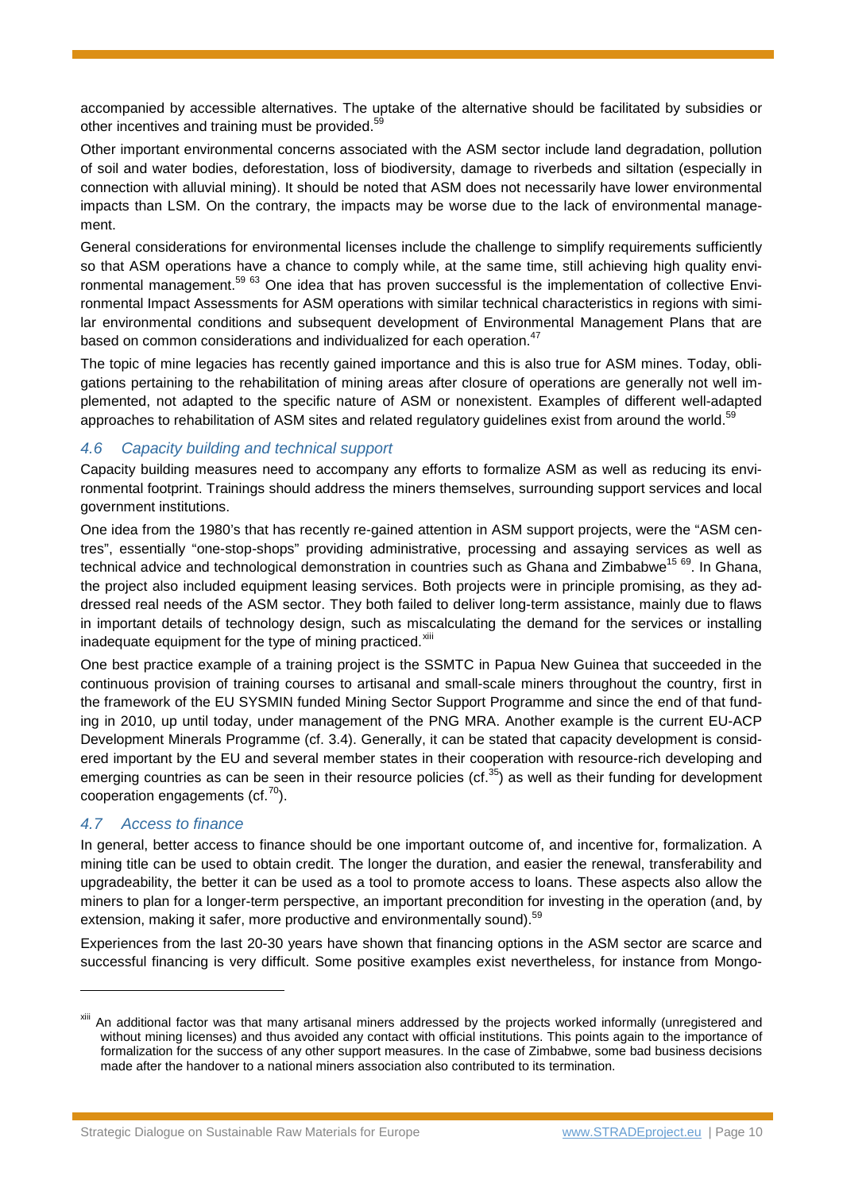accompanied by accessible alternatives. The uptake of the alternative should be facilitated by subsidies or other incentives and training must be provided.[59]

Other important environmental concerns associated with the ASM sector include land degradation, pollution of soil and water bodies, deforestation, loss of biodiversity, damage to riverbeds and siltation (especially in connection with alluvial mining). It should be noted that ASM does not necessarily have lower environmental impacts than LSM. On the contrary, the impacts may be worse due to the lack of environmental management.

General considerations for environmental licenses include the challenge to simplify requirements sufficiently so that ASM operations have a chance to comply while, at the same time, still achieving high quality environmental management.[59] [63] One idea that has proven successful is the implementation of collective Environmental Impact Assessments for ASM operations with similar technical characteristics in regions with similar environmental conditions and subsequent development of Environmental Management Plans that are based on common considerations and individualized for each operation.[47]

The topic of mine legacies has recently gained importance and this is also true for ASM mines. Today, obligations pertaining to the rehabilitation of mining areas after closure of operations are generally not well implemented, not adapted to the specific nature of ASM or nonexistent. Examples of different well-adapted approaches to rehabilitation of ASM sites and related regulatory guidelines exist from around the world.[59]

### *4.6 Capacity building and technical support*

Capacity building measures need to accompany any efforts to formalize ASM as well as reducing its environmental footprint. Trainings should address the miners themselves, surrounding support services and local government institutions.

One idea from the 1980's that has recently re-gained attention in ASM support projects, were the "ASM centres", essentially "one-stop-shops" providing administrative, processing and assaying services as well as technical advice and technological demonstration in countries such as Ghana and Zimbabwe[15] [69]. In Ghana, the project also included equipment leasing services. Both projects were in principle promising, as they addressed real needs of the ASM sector. They both failed to deliver long-term assistance, mainly due to flaws in important details of technology design, such as miscalculating the demand for the services or installing inadequate equipment for the type of mining practiced.[xiii]

One best practice example of a training project is the SSMTC in Papua New Guinea that succeeded in the continuous provision of training courses to artisanal and small-scale miners throughout the country, first in the framework of the EU SYSMIN funded Mining Sector Support Programme and since the end of that funding in 2010, up until today, under management of the PNG MRA. Another example is the current EU-ACP Development Minerals Programme (cf. 3.4). Generally, it can be stated that capacity development is considered important by the EU and several member states in their cooperation with resource-rich developing and emerging countries as can be seen in their resource policies (cf.[35]) as well as their funding for development cooperation engagements (cf.[70]).

### *4.7 Access to finance*

In general, better access to finance should be one important outcome of, and incentive for, formalization. A mining title can be used to obtain credit. The longer the duration, and easier the renewal, transferability and upgradeability, the better it can be used as a tool to promote access to loans. These aspects also allow the miners to plan for a longer-term perspective, an important precondition for investing in the operation (and, by extension, making it safer, more productive and environmentally sound).[59]

Experiences from the last 20-30 years have shown that financing options in the ASM sector are scarce and successful financing is very difficult. Some positive examples exist nevertheless, for instance from Mongo-

---

[xiii] An additional factor was that many artisanal miners addressed by the projects worked informally (unregistered and without mining licenses) and thus avoided any contact with official institutions. This points again to the importance of formalization for the success of any other support measures. In the case of Zimbabwe, some bad business decisions made after the handover to a national miners association also contributed to its termination.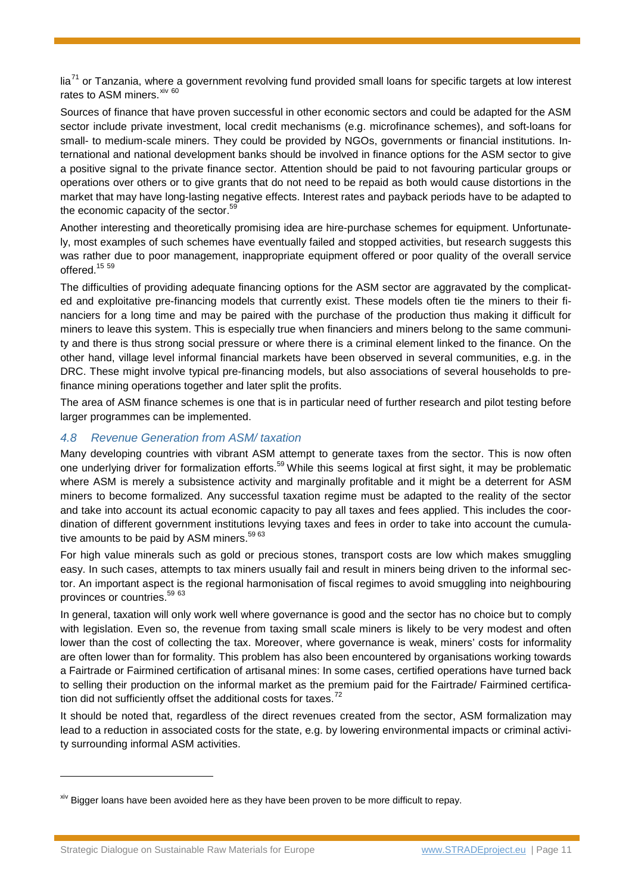lia[71] or Tanzania, where a government revolving fund provided small loans for specific targets at low interest rates to ASM miners.[xiv] [60]

Sources of finance that have proven successful in other economic sectors and could be adapted for the ASM sector include private investment, local credit mechanisms (e.g. microfinance schemes), and soft-loans for small- to medium-scale miners. They could be provided by NGOs, governments or financial institutions. International and national development banks should be involved in finance options for the ASM sector to give a positive signal to the private finance sector. Attention should be paid to not favouring particular groups or operations over others or to give grants that do not need to be repaid as both would cause distortions in the market that may have long-lasting negative effects. Interest rates and payback periods have to be adapted to the economic capacity of the sector.[59]

Another interesting and theoretically promising idea are hire-purchase schemes for equipment. Unfortunately, most examples of such schemes have eventually failed and stopped activities, but research suggests this was rather due to poor management, inappropriate equipment offered or poor quality of the overall service offered.[15] [59]

The difficulties of providing adequate financing options for the ASM sector are aggravated by the complicated and exploitative pre-financing models that currently exist. These models often tie the miners to their financiers for a long time and may be paired with the purchase of the production thus making it difficult for miners to leave this system. This is especially true when financiers and miners belong to the same community and there is thus strong social pressure or where there is a criminal element linked to the finance. On the other hand, village level informal financial markets have been observed in several communities, e.g. in the DRC. These might involve typical pre-financing models, but also associations of several households to pre-finance mining operations together and later split the profits.

The area of ASM finance schemes is one that is in particular need of further research and pilot testing before larger programmes can be implemented.

### *4.8 Revenue Generation from ASM/ taxation*

Many developing countries with vibrant ASM attempt to generate taxes from the sector. This is now often one underlying driver for formalization efforts.[59] While this seems logical at first sight, it may be problematic where ASM is merely a subsistence activity and marginally profitable and it might be a deterrent for ASM miners to become formalized. Any successful taxation regime must be adapted to the reality of the sector and take into account its actual economic capacity to pay all taxes and fees applied. This includes the coordination of different government institutions levying taxes and fees in order to take into account the cumulative amounts to be paid by ASM miners.[59] [63]

For high value minerals such as gold or precious stones, transport costs are low which makes smuggling easy. In such cases, attempts to tax miners usually fail and result in miners being driven to the informal sector. An important aspect is the regional harmonisation of fiscal regimes to avoid smuggling into neighbouring provinces or countries.[59] [63]

In general, taxation will only work well where governance is good and the sector has no choice but to comply with legislation. Even so, the revenue from taxing small scale miners is likely to be very modest and often lower than the cost of collecting the tax. Moreover, where governance is weak, miners' costs for informality are often lower than for formality. This problem has also been encountered by organisations working towards a Fairtrade or Fairmined certification of artisanal mines: In some cases, certified operations have turned back to selling their production on the informal market as the premium paid for the Fairtrade/ Fairmined certification did not sufficiently offset the additional costs for taxes.[72]

It should be noted that, regardless of the direct revenues created from the sector, ASM formalization may lead to a reduction in associated costs for the state, e.g. by lowering environmental impacts or criminal activity surrounding informal ASM activities.

---

[xiv] Bigger loans have been avoided here as they have been proven to be more difficult to repay.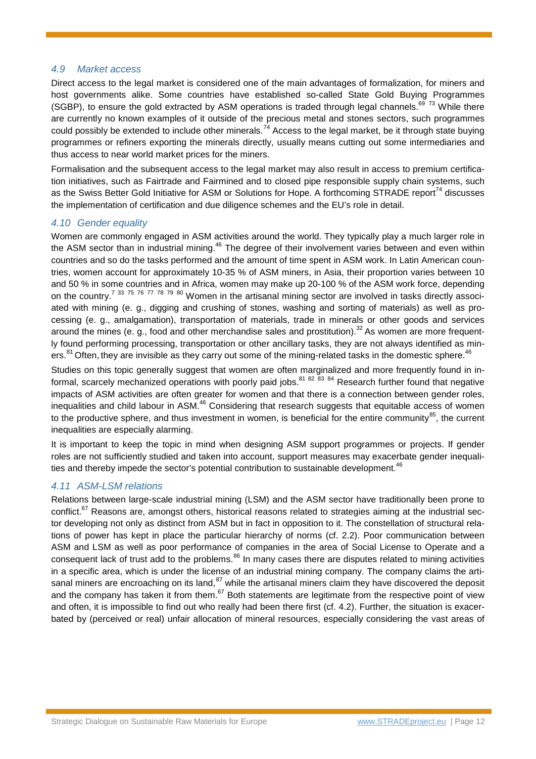### 4.9 Market access

Direct access to the legal market is considered one of the main advantages of formalization, for miners and host governments alike. Some countries have established so-called State Gold Buying Programmes (SGBP), to ensure the gold extracted by ASM operations is traded through legal channels.[69 73] While there are currently no known examples of it outside of the precious metal and stones sectors, such programmes could possibly be extended to include other minerals.[74] Access to the legal market, be it through state buying programmes or refiners exporting the minerals directly, usually means cutting out some intermediaries and thus access to near world market prices for the miners.

Formalisation and the subsequent access to the legal market may also result in access to premium certification initiatives, such as Fairtrade and Fairmined and to closed pipe responsible supply chain systems, such as the Swiss Better Gold Initiative for ASM or Solutions for Hope. A forthcoming STRADE report[74] discusses the implementation of certification and due diligence schemes and the EU's role in detail.

### 4.10 Gender equality

Women are commonly engaged in ASM activities around the world. They typically play a much larger role in the ASM sector than in industrial mining.[46] The degree of their involvement varies between and even within countries and so do the tasks performed and the amount of time spent in ASM work. In Latin American countries, women account for approximately 10-35 % of ASM miners, in Asia, their proportion varies between 10 and 50 % in some countries and in Africa, women may make up 20-100 % of the ASM work force, depending on the country.[7 33 75 76 77 78 79 80] Women in the artisanal mining sector are involved in tasks directly associated with mining (e. g., digging and crushing of stones, washing and sorting of materials) as well as processing (e. g., amalgamation), transportation of materials, trade in minerals or other goods and services around the mines (e. g., food and other merchandise sales and prostitution).[32] As women are more frequently found performing processing, transportation or other ancillary tasks, they are not always identified as miners.[81] Often, they are invisible as they carry out some of the mining-related tasks in the domestic sphere.[46]

Studies on this topic generally suggest that women are often marginalized and more frequently found in informal, scarcely mechanized operations with poorly paid jobs.[81 82 83 84] Research further found that negative impacts of ASM activities are often greater for women and that there is a connection between gender roles, inequalities and child labour in ASM.[46] Considering that research suggests that equitable access of women to the productive sphere, and thus investment in women, is beneficial for the entire community[85], the current inequalities are especially alarming.

It is important to keep the topic in mind when designing ASM support programmes or projects. If gender roles are not sufficiently studied and taken into account, support measures may exacerbate gender inequalities and thereby impede the sector's potential contribution to sustainable development.[46]

### 4.11 ASM-LSM relations

Relations between large-scale industrial mining (LSM) and the ASM sector have traditionally been prone to conflict.[67] Reasons are, amongst others, historical reasons related to strategies aiming at the industrial sector developing not only as distinct from ASM but in fact in opposition to it. The constellation of structural relations of power has kept in place the particular hierarchy of norms (cf. 2.2). Poor communication between ASM and LSM as well as poor performance of companies in the area of Social License to Operate and a consequent lack of trust add to the problems.[86] In many cases there are disputes related to mining activities in a specific area, which is under the license of an industrial mining company. The company claims the artisanal miners are encroaching on its land,[87] while the artisanal miners claim they have discovered the deposit and the company has taken it from them.[67] Both statements are legitimate from the respective point of view and often, it is impossible to find out who really had been there first (cf. 4.2). Further, the situation is exacerbated by (perceived or real) unfair allocation of mineral resources, especially considering the vast areas of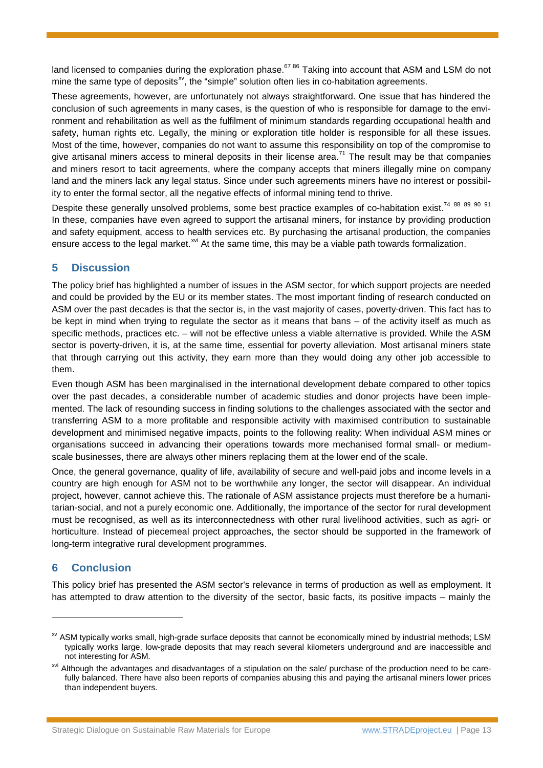land licensed to companies during the exploration phase.[67 86] Taking into account that ASM and LSM do not mine the same type of deposits[xv], the "simple" solution often lies in co-habitation agreements.

These agreements, however, are unfortunately not always straightforward. One issue that has hindered the conclusion of such agreements in many cases, is the question of who is responsible for damage to the environment and rehabilitation as well as the fulfilment of minimum standards regarding occupational health and safety, human rights etc. Legally, the mining or exploration title holder is responsible for all these issues. Most of the time, however, companies do not want to assume this responsibility on top of the compromise to give artisanal miners access to mineral deposits in their license area.[71] The result may be that companies and miners resort to tacit agreements, where the company accepts that miners illegally mine on company land and the miners lack any legal status. Since under such agreements miners have no interest or possibility to enter the formal sector, all the negative effects of informal mining tend to thrive.

Despite these generally unsolved problems, some best practice examples of co-habitation exist.[74 88 89 90 91] In these, companies have even agreed to support the artisanal miners, for instance by providing production and safety equipment, access to health services etc. By purchasing the artisanal production, the companies ensure access to the legal market.[xvi] At the same time, this may be a viable path towards formalization.

## 5 Discussion

The policy brief has highlighted a number of issues in the ASM sector, for which support projects are needed and could be provided by the EU or its member states. The most important finding of research conducted on ASM over the past decades is that the sector is, in the vast majority of cases, poverty-driven. This fact has to be kept in mind when trying to regulate the sector as it means that bans – of the activity itself as much as specific methods, practices etc. – will not be effective unless a viable alternative is provided. While the ASM sector is poverty-driven, it is, at the same time, essential for poverty alleviation. Most artisanal miners state that through carrying out this activity, they earn more than they would doing any other job accessible to them.

Even though ASM has been marginalised in the international development debate compared to other topics over the past decades, a considerable number of academic studies and donor projects have been implemented. The lack of resounding success in finding solutions to the challenges associated with the sector and transferring ASM to a more profitable and responsible activity with maximised contribution to sustainable development and minimised negative impacts, points to the following reality: When individual ASM mines or organisations succeed in advancing their operations towards more mechanised formal small- or medium-scale businesses, there are always other miners replacing them at the lower end of the scale.

Once, the general governance, quality of life, availability of secure and well-paid jobs and income levels in a country are high enough for ASM not to be worthwhile any longer, the sector will disappear. An individual project, however, cannot achieve this. The rationale of ASM assistance projects must therefore be a humanitarian-social, and not a purely economic one. Additionally, the importance of the sector for rural development must be recognised, as well as its interconnectedness with other rural livelihood activities, such as agri- or horticulture. Instead of piecemeal project approaches, the sector should be supported in the framework of long-term integrative rural development programmes.

## 6 Conclusion

This policy brief has presented the ASM sector's relevance in terms of production as well as employment. It has attempted to draw attention to the diversity of the sector, basic facts, its positive impacts – mainly the

---

[xv] ASM typically works small, high-grade surface deposits that cannot be economically mined by industrial methods; LSM typically works large, low-grade deposits that may reach several kilometers underground and are inaccessible and not interesting for ASM.

[xvi] Although the advantages and disadvantages of a stipulation on the sale/ purchase of the production need to be carefully balanced. There have also been reports of companies abusing this and paying the artisanal miners lower prices than independent buyers.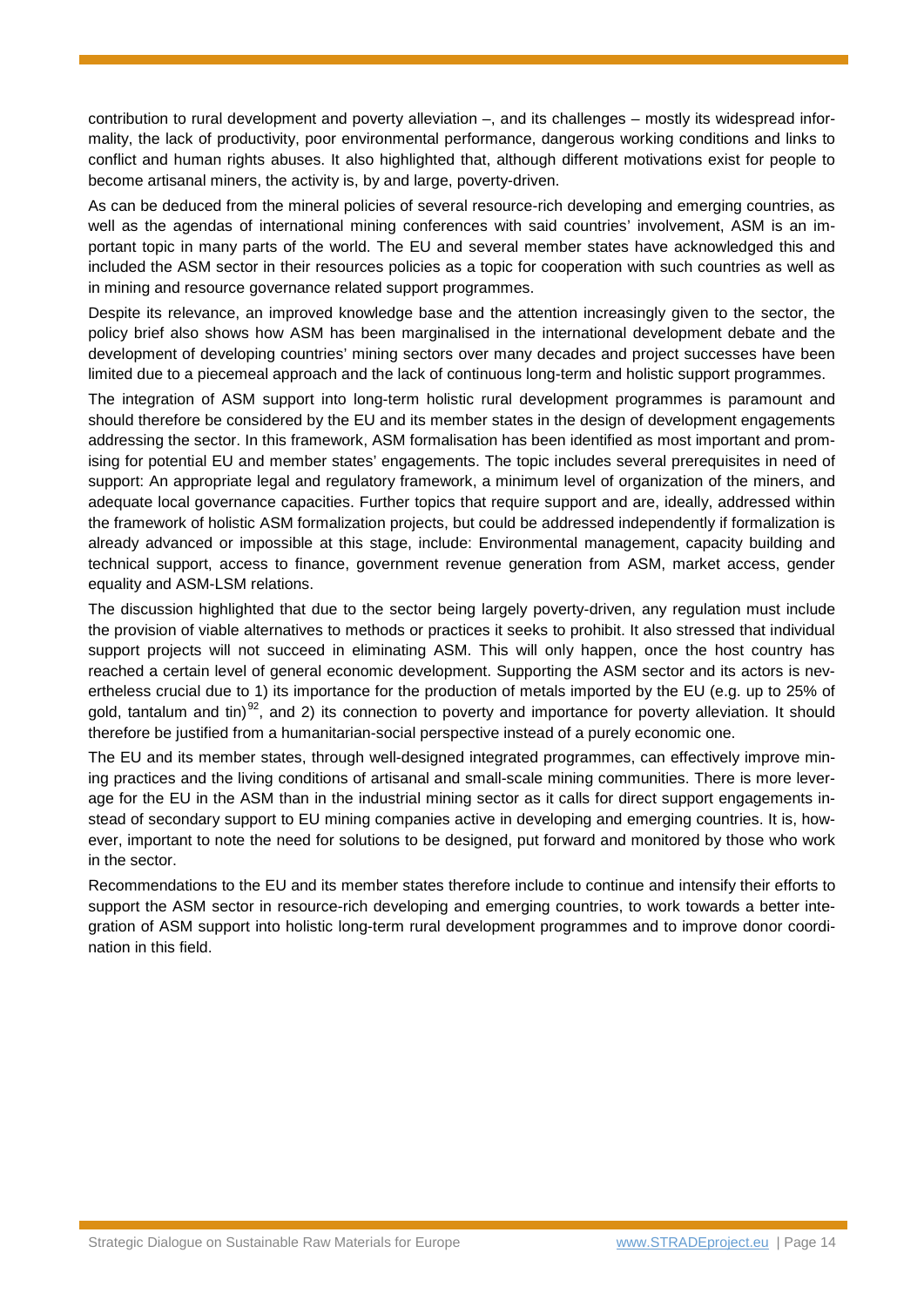contribution to rural development and poverty alleviation –, and its challenges – mostly its widespread informality, the lack of productivity, poor environmental performance, dangerous working conditions and links to conflict and human rights abuses. It also highlighted that, although different motivations exist for people to become artisanal miners, the activity is, by and large, poverty-driven.

As can be deduced from the mineral policies of several resource-rich developing and emerging countries, as well as the agendas of international mining conferences with said countries' involvement, ASM is an important topic in many parts of the world. The EU and several member states have acknowledged this and included the ASM sector in their resources policies as a topic for cooperation with such countries as well as in mining and resource governance related support programmes.

Despite its relevance, an improved knowledge base and the attention increasingly given to the sector, the policy brief also shows how ASM has been marginalised in the international development debate and the development of developing countries' mining sectors over many decades and project successes have been limited due to a piecemeal approach and the lack of continuous long-term and holistic support programmes.

The integration of ASM support into long-term holistic rural development programmes is paramount and should therefore be considered by the EU and its member states in the design of development engagements addressing the sector. In this framework, ASM formalisation has been identified as most important and promising for potential EU and member states' engagements. The topic includes several prerequisites in need of support: An appropriate legal and regulatory framework, a minimum level of organization of the miners, and adequate local governance capacities. Further topics that require support and are, ideally, addressed within the framework of holistic ASM formalization projects, but could be addressed independently if formalization is already advanced or impossible at this stage, include: Environmental management, capacity building and technical support, access to finance, government revenue generation from ASM, market access, gender equality and ASM-LSM relations.

The discussion highlighted that due to the sector being largely poverty-driven, any regulation must include the provision of viable alternatives to methods or practices it seeks to prohibit. It also stressed that individual support projects will not succeed in eliminating ASM. This will only happen, once the host country has reached a certain level of general economic development. Supporting the ASM sector and its actors is nevertheless crucial due to 1) its importance for the production of metals imported by the EU (e.g. up to 25% of gold, tantalum and tin)[92], and 2) its connection to poverty and importance for poverty alleviation. It should therefore be justified from a humanitarian-social perspective instead of a purely economic one.

The EU and its member states, through well-designed integrated programmes, can effectively improve mining practices and the living conditions of artisanal and small-scale mining communities. There is more leverage for the EU in the ASM than in the industrial mining sector as it calls for direct support engagements instead of secondary support to EU mining companies active in developing and emerging countries. It is, however, important to note the need for solutions to be designed, put forward and monitored by those who work in the sector.

Recommendations to the EU and its member states therefore include to continue and intensify their efforts to support the ASM sector in resource-rich developing and emerging countries, to work towards a better integration of ASM support into holistic long-term rural development programmes and to improve donor coordination in this field.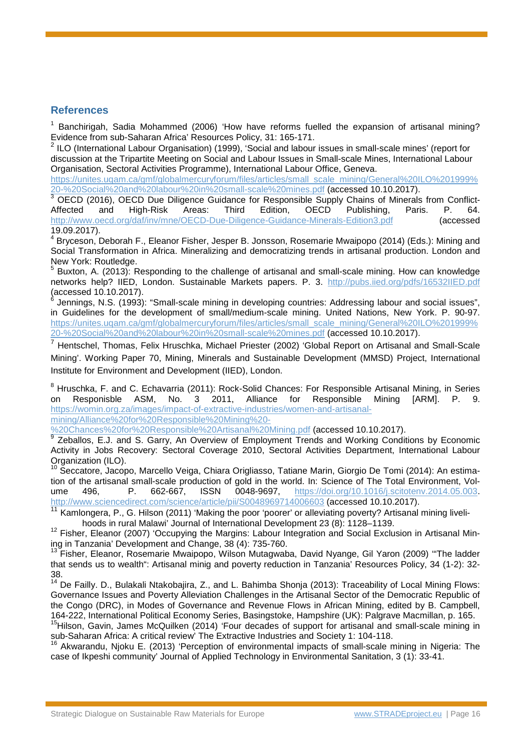## References

[1] Banchirigah, Sadia Mohammed (2006) 'How have reforms fuelled the expansion of artisanal mining? Evidence from sub-Saharan Africa' Resources Policy, 31: 165-171.

[2] ILO (International Labour Organisation) (1999), 'Social and labour issues in small-scale mines' (report for discussion at the Tripartite Meeting on Social and Labour Issues in Small-scale Mines, International Labour Organisation, Sectoral Activities Programme), International Labour Office, Geneva. https://unites.uqam.ca/gmf/globalmercuryforum/files/articles/small_scale_mining/General%20ILO%201999%20-%20Social%20and%20labour%20in%20small-scale%20mines.pdf (accessed 10.10.2017).

[3] OECD (2016), OECD Due Diligence Guidance for Responsible Supply Chains of Minerals from Conflict-Affected and High-Risk Areas: Third Edition, OECD Publishing, Paris. P. 64. http://www.oecd.org/daf/inv/mne/OECD-Due-Diligence-Guidance-Minerals-Edition3.pdf (accessed 19.09.2017).

[4] Bryceson, Deborah F., Eleanor Fisher, Jesper B. Jonsson, Rosemarie Mwaipopo (2014) (Eds.): Mining and Social Transformation in Africa. Mineralizing and democratizing trends in artisanal production. London and New York: Routledge.

[5] Buxton, A. (2013): Responding to the challenge of artisanal and small-scale mining. How can knowledge networks help? IIED, London. Sustainable Markets papers. P. 3. http://pubs.iied.org/pdfs/16532IIED.pdf (accessed 10.10.2017).

[6] Jennings, N.S. (1993): "Small-scale mining in developing countries: Addressing labour and social issues", in Guidelines for the development of small/medium-scale mining. United Nations, New York. P. 90-97. https://unites.uqam.ca/gmf/globalmercuryforum/files/articles/small_scale_mining/General%20ILO%201999%20-%20Social%20and%20labour%20in%20small-scale%20mines.pdf (accessed 10.10.2017).

[7] Hentschel, Thomas, Felix Hruschka, Michael Priester (2002) 'Global Report on Artisanal and Small-Scale Mining'. Working Paper 70, Mining, Minerals and Sustainable Development (MMSD) Project, International Institute for Environment and Development (IIED), London.

[8] Hruschka, F. and C. Echavarria (2011): Rock-Solid Chances: For Responsible Artisanal Mining, in Series on Responisble ASM, No. 3 2011, Alliance for Responsible Mining [ARM]. P. 9. https://womin.org.za/images/impact-of-extractive-industries/women-and-artisanal-mining/Alliance%20for%20Responsible%20Mining%20-%20Chances%20for%20Responsible%20Artisanal%20Mining.pdf (accessed 10.10.2017).

[9] Zeballos, E.J. and S. Garry, An Overview of Employment Trends and Working Conditions by Economic Activity in Jobs Recovery: Sectoral Coverage 2010, Sectoral Activities Department, International Labour Organization (ILO).

[10] Seccatore, Jacopo, Marcello Veiga, Chiara Origliasso, Tatiane Marin, Giorgio De Tomi (2014): An estimation of the artisanal small-scale production of gold in the world. In: Science of The Total Environment, Volume 496, P. 662-667, ISSN 0048-9697, https://doi.org/10.1016/j.scitotenv.2014.05.003. http://www.sciencedirect.com/science/article/pii/S0048969714006603 (accessed 10.10.2017).

[11] Kamlongera, P., G. Hilson (2011) 'Making the poor 'poorer' or alleviating poverty? Artisanal mining livelihoods in rural Malawi' Journal of International Development 23 (8): 1128–1139.

[12] Fisher, Eleanor (2007) 'Occupying the Margins: Labour Integration and Social Exclusion in Artisanal Mining in Tanzania' Development and Change, 38 (4): 735-760.

[13] Fisher, Eleanor, Rosemarie Mwaipopo, Wilson Mutagwaba, David Nyange, Gil Yaron (2009) '"The ladder that sends us to wealth": Artisanal minig and poverty reduction in Tanzania' Resources Policy, 34 (1-2): 32-38.

[14] De Failly. D., Bulakali Ntakobajira, Z., and L. Bahimba Shonja (2013): Traceability of Local Mining Flows: Governance Issues and Poverty Alleviation Challenges in the Artisanal Sector of the Democratic Republic of the Congo (DRC), in Modes of Governance and Revenue Flows in African Mining, edited by B. Campbell, 164-222, International Political Economy Series, Basingstoke, Hampshire (UK): Palgrave Macmillan, p. 165.

[15] Hilson, Gavin, James McQuilken (2014) 'Four decades of support for artisanal and small-scale mining in sub-Saharan Africa: A critical review' The Extractive Industries and Society 1: 104-118.

[16] Akwarandu, Njoku E. (2013) 'Perception of environmental impacts of small-scale mining in Nigeria: The case of Ikpeshi community' Journal of Applied Technology in Environmental Sanitation, 3 (1): 33-41.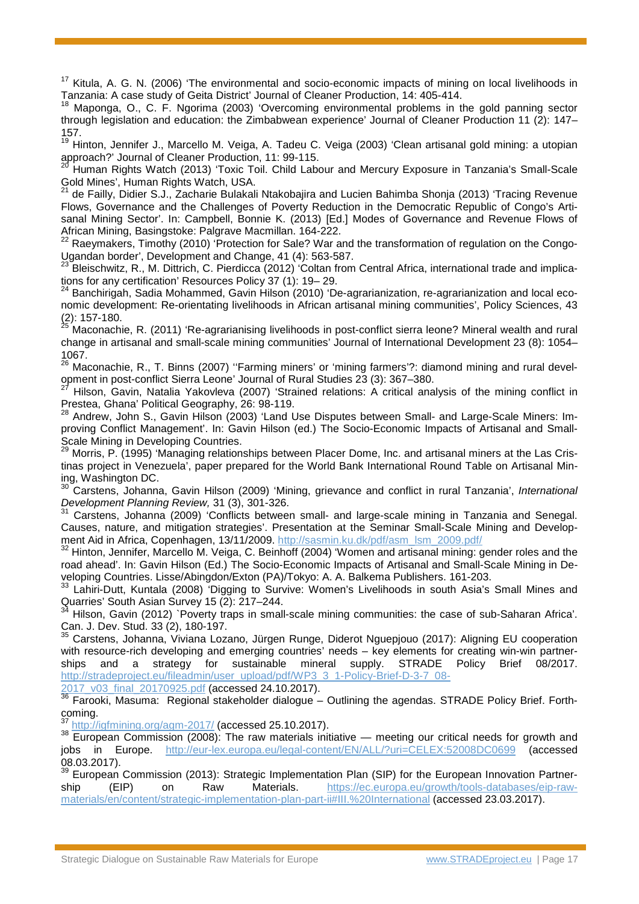[17] Kitula, A. G. N. (2006) 'The environmental and socio-economic impacts of mining on local livelihoods in Tanzania: A case study of Geita District' Journal of Cleaner Production, 14: 405-414.

[18] Maponga, O., C. F. Ngorima (2003) 'Overcoming environmental problems in the gold panning sector through legislation and education: the Zimbabwean experience' Journal of Cleaner Production 11 (2): 147–157.

[19] Hinton, Jennifer J., Marcello M. Veiga, A. Tadeu C. Veiga (2003) 'Clean artisanal gold mining: a utopian approach?' Journal of Cleaner Production, 11: 99-115.

[20] Human Rights Watch (2013) 'Toxic Toil. Child Labour and Mercury Exposure in Tanzania's Small-Scale Gold Mines', Human Rights Watch, USA.

[21] de Failly, Didier S.J., Zacharie Bulakali Ntakobajira and Lucien Bahimba Shonja (2013) 'Tracing Revenue Flows, Governance and the Challenges of Poverty Reduction in the Democratic Republic of Congo's Artisanal Mining Sector'. In: Campbell, Bonnie K. (2013) [Ed.] Modes of Governance and Revenue Flows of African Mining, Basingstoke: Palgrave Macmillan. 164-222.

[22] Raeymakers, Timothy (2010) 'Protection for Sale? War and the transformation of regulation on the Congo-Ugandan border', Development and Change, 41 (4): 563-587.

[23] Bleischwitz, R., M. Dittrich, C. Pierdicca (2012) 'Coltan from Central Africa, international trade and implications for any certification' Resources Policy 37 (1): 19– 29.

[24] Banchirigah, Sadia Mohammed, Gavin Hilson (2010) 'De-agrarianization, re-agrarianization and local economic development: Re-orientating livelihoods in African artisanal mining communities', Policy Sciences, 43 (2): 157-180.

[25] Maconachie, R. (2011) 'Re-agrarianising livelihoods in post-conflict sierra leone? Mineral wealth and rural change in artisanal and small-scale mining communities' Journal of International Development 23 (8): 1054–1067.

[26] Maconachie, R., T. Binns (2007) ''Farming miners' or 'mining farmers'?: diamond mining and rural development in post-conflict Sierra Leone' Journal of Rural Studies 23 (3): 367–380.

[27] Hilson, Gavin, Natalia Yakovleva (2007) 'Strained relations: A critical analysis of the mining conflict in Prestea, Ghana' Political Geography, 26: 98-119.

[28] Andrew, John S., Gavin Hilson (2003) 'Land Use Disputes between Small- and Large-Scale Miners: Improving Conflict Management'. In: Gavin Hilson (ed.) The Socio-Economic Impacts of Artisanal and Small-Scale Mining in Developing Countries.

[29] Morris, P. (1995) 'Managing relationships between Placer Dome, Inc. and artisanal miners at the Las Cristinas project in Venezuela', paper prepared for the World Bank International Round Table on Artisanal Mining, Washington DC.

[30] Carstens, Johanna, Gavin Hilson (2009) 'Mining, grievance and conflict in rural Tanzania', *International Development Planning Review,* 31 (3), 301-326.

[31] Carstens, Johanna (2009) 'Conflicts between small- and large-scale mining in Tanzania and Senegal. Causes, nature, and mitigation strategies'. Presentation at the Seminar Small-Scale Mining and Development Aid in Africa, Copenhagen, 13/11/2009. http://sasmin.ku.dk/pdf/asm_lsm_2009.pdf/

[32] Hinton, Jennifer, Marcello M. Veiga, C. Beinhoff (2004) 'Women and artisanal mining: gender roles and the road ahead'. In: Gavin Hilson (Ed.) The Socio-Economic Impacts of Artisanal and Small-Scale Mining in Developing Countries. Lisse/Abingdon/Exton (PA)/Tokyo: A. A. Balkema Publishers. 161-203.

[33] Lahiri-Dutt, Kuntala (2008) 'Digging to Survive: Women's Livelihoods in south Asia's Small Mines and Quarries' South Asian Survey 15 (2): 217–244.

[34] Hilson, Gavin (2012) `Poverty traps in small-scale mining communities: the case of sub-Saharan Africa'. Can. J. Dev. Stud. 33 (2), 180-197.

[35] Carstens, Johanna, Viviana Lozano, Jürgen Runge, Diderot Nguepjouo (2017): Aligning EU cooperation with resource-rich developing and emerging countries' needs – key elements for creating win-win partnerships and a strategy for sustainable mineral supply. STRADE Policy Brief 08/2017. http://stradeproject.eu/fileadmin/user_upload/pdf/WP3_3_1-Policy-Brief-D-3-7_08-2017_v03_final_20170925.pdf (accessed 24.10.2017).

[36] Farooki, Masuma: Regional stakeholder dialogue – Outlining the agendas. STRADE Policy Brief. Forthcoming.

[37] http://igfmining.org/agm-2017/ (accessed 25.10.2017).

[38] European Commission (2008): The raw materials initiative — meeting our critical needs for growth and jobs in Europe. http://eur-lex.europa.eu/legal-content/EN/ALL/?uri=CELEX:52008DC0699 (accessed 08.03.2017).

[39] European Commission (2013): Strategic Implementation Plan (SIP) for the European Innovation Partnership (EIP) on Raw Materials. https://ec.europa.eu/growth/tools-databases/eip-raw-materials/en/content/strategic-implementation-plan-part-ii#III.%20International (accessed 23.03.2017).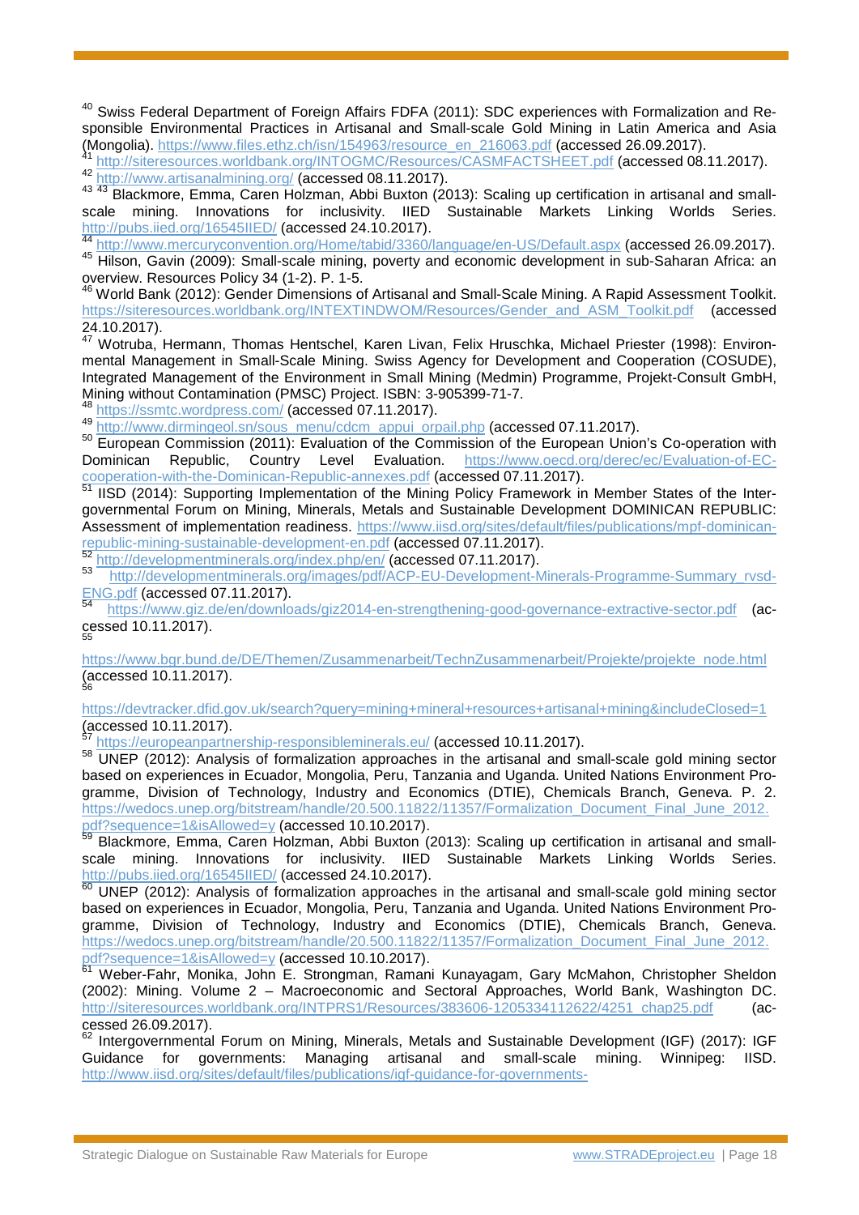[40] Swiss Federal Department of Foreign Affairs FDFA (2011): SDC experiences with Formalization and Responsible Environmental Practices in Artisanal and Small-scale Gold Mining in Latin America and Asia (Mongolia). https://www.files.ethz.ch/isn/154963/resource_en_216063.pdf (accessed 26.09.2017).

[41] http://siteresources.worldbank.org/INTOGMC/Resources/CASMFACTSHEET.pdf (accessed 08.11.2017).

[42] http://www.artisanalmining.org/ (accessed 08.11.2017).

[43] [43] Blackmore, Emma, Caren Holzman, Abbi Buxton (2013): Scaling up certification in artisanal and small-scale mining. Innovations for inclusivity. IIED Sustainable Markets Linking Worlds Series. http://pubs.iied.org/16545IIED/ (accessed 24.10.2017).

[44] http://www.mercuryconvention.org/Home/tabid/3360/language/en-US/Default.aspx (accessed 26.09.2017).

[45] Hilson, Gavin (2009): Small-scale mining, poverty and economic development in sub-Saharan Africa: an overview. Resources Policy 34 (1-2). P. 1-5.

[46] World Bank (2012): Gender Dimensions of Artisanal and Small-Scale Mining. A Rapid Assessment Toolkit. https://siteresources.worldbank.org/INTEXTINDWOM/Resources/Gender_and_ASM_Toolkit.pdf (accessed 24.10.2017).

[47] Wotruba, Hermann, Thomas Hentschel, Karen Livan, Felix Hruschka, Michael Priester (1998): Environmental Management in Small-Scale Mining. Swiss Agency for Development and Cooperation (COSUDE), Integrated Management of the Environment in Small Mining (Medmin) Programme, Projekt-Consult GmbH, Mining without Contamination (PMSC) Project. ISBN: 3-905399-71-7.

[48] https://ssmtc.wordpress.com/ (accessed 07.11.2017).

[49] http://www.dirmingeol.sn/sous_menu/cdcm_appui_orpail.php (accessed 07.11.2017).

[50] European Commission (2011): Evaluation of the Commission of the European Union's Co-operation with Dominican Republic, Country Level Evaluation. https://www.oecd.org/derec/ec/Evaluation-of-EC-cooperation-with-the-Dominican-Republic-annexes.pdf (accessed 07.11.2017).

[51] IISD (2014): Supporting Implementation of the Mining Policy Framework in Member States of the Intergovernmental Forum on Mining, Minerals, Metals and Sustainable Development DOMINICAN REPUBLIC: Assessment of implementation readiness. https://www.iisd.org/sites/default/files/publications/mpf-dominican-republic-mining-sustainable-development-en.pdf (accessed 07.11.2017).

[52] http://developmentminerals.org/index.php/en/ (accessed 07.11.2017).

[53] http://developmentminerals.org/images/pdf/ACP-EU-Development-Minerals-Programme-Summary_rvsd-ENG.pdf (accessed 07.11.2017).

[54] https://www.giz.de/en/downloads/giz2014-en-strengthening-good-governance-extractive-sector.pdf (accessed 10.11.2017).

[55] https://www.bgr.bund.de/DE/Themen/Zusammenarbeit/TechnZusammenarbeit/Projekte/projekte_node.html (accessed 10.11.2017).

[56] https://devtracker.dfid.gov.uk/search?query=mining+mineral+resources+artisanal+mining&includeClosed=1 (accessed 10.11.2017).

[57] https://europeanpartnership-responsibleminerals.eu/ (accessed 10.11.2017).

[58] UNEP (2012): Analysis of formalization approaches in the artisanal and small-scale gold mining sector based on experiences in Ecuador, Mongolia, Peru, Tanzania and Uganda. United Nations Environment Programme, Division of Technology, Industry and Economics (DTIE), Chemicals Branch, Geneva. P. 2. https://wedocs.unep.org/bitstream/handle/20.500.11822/11357/Formalization_Document_Final_June_2012.pdf?sequence=1&isAllowed=y (accessed 10.10.2017).

[59] Blackmore, Emma, Caren Holzman, Abbi Buxton (2013): Scaling up certification in artisanal and small-scale mining. Innovations for inclusivity. IIED Sustainable Markets Linking Worlds Series. http://pubs.iied.org/16545IIED/ (accessed 24.10.2017).

[60] UNEP (2012): Analysis of formalization approaches in the artisanal and small-scale gold mining sector based on experiences in Ecuador, Mongolia, Peru, Tanzania and Uganda. United Nations Environment Programme, Division of Technology, Industry and Economics (DTIE), Chemicals Branch, Geneva. https://wedocs.unep.org/bitstream/handle/20.500.11822/11357/Formalization_Document_Final_June_2012.pdf?sequence=1&isAllowed=y (accessed 10.10.2017).

[61] Weber-Fahr, Monika, John E. Strongman, Ramani Kunayagam, Gary McMahon, Christopher Sheldon (2002): Mining. Volume 2 – Macroeconomic and Sectoral Approaches, World Bank, Washington DC. http://siteresources.worldbank.org/INTPRS1/Resources/383606-1205334112622/4251_chap25.pdf (accessed 26.09.2017).

[62] Intergovernmental Forum on Mining, Minerals, Metals and Sustainable Development (IGF) (2017): IGF Guidance for governments: Managing artisanal and small-scale mining. Winnipeg: IISD. http://www.iisd.org/sites/default/files/publications/igf-guidance-for-governments-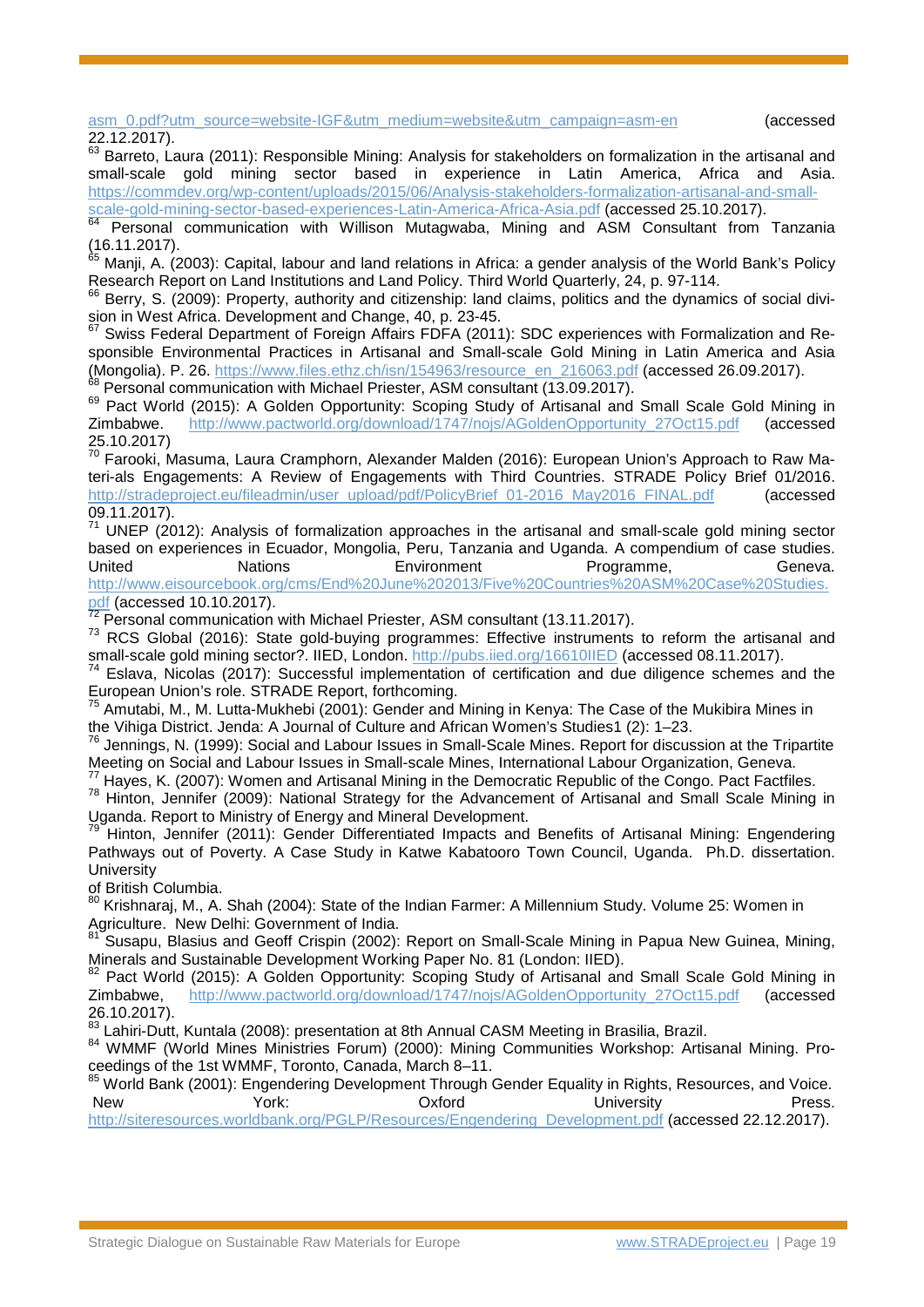asm_0.pdf?utm_source=website-IGF&utm_medium=website&utm_campaign=asm-en (accessed 22.12.2017).

[63] Barreto, Laura (2011): Responsible Mining: Analysis for stakeholders on formalization in the artisanal and small-scale gold mining sector based in experience in Latin America, Africa and Asia. https://commdev.org/wp-content/uploads/2015/06/Analysis-stakeholders-formalization-artisanal-and-small-scale-gold-mining-sector-based-experiences-Latin-America-Africa-Asia.pdf (accessed 25.10.2017).

[64] Personal communication with Willison Mutagwaba, Mining and ASM Consultant from Tanzania (16.11.2017).

[65] Manji, A. (2003): Capital, labour and land relations in Africa: a gender analysis of the World Bank's Policy Research Report on Land Institutions and Land Policy. Third World Quarterly, 24, p. 97-114.

[66] Berry, S. (2009): Property, authority and citizenship: land claims, politics and the dynamics of social division in West Africa. Development and Change, 40, p. 23-45.

[67] Swiss Federal Department of Foreign Affairs FDFA (2011): SDC experiences with Formalization and Responsible Environmental Practices in Artisanal and Small-scale Gold Mining in Latin America and Asia (Mongolia). P. 26. https://www.files.ethz.ch/isn/154963/resource_en_216063.pdf (accessed 26.09.2017).

[68] Personal communication with Michael Priester, ASM consultant (13.09.2017).

[69] Pact World (2015): A Golden Opportunity: Scoping Study of Artisanal and Small Scale Gold Mining in Zimbabwe. http://www.pactworld.org/download/1747/nojs/AGoldenOpportunity_27Oct15.pdf (accessed 25.10.2017)

[70] Farooki, Masuma, Laura Cramphorn, Alexander Malden (2016): European Union's Approach to Raw Materi-als Engagements: A Review of Engagements with Third Countries. STRADE Policy Brief 01/2016. http://stradeproject.eu/fileadmin/user_upload/pdf/PolicyBrief_01-2016_May2016_FINAL.pdf (accessed 09.11.2017).

[71] UNEP (2012): Analysis of formalization approaches in the artisanal and small-scale gold mining sector based on experiences in Ecuador, Mongolia, Peru, Tanzania and Uganda. A compendium of case studies. United Nations Environment Programme, Geneva. http://www.eisourcebook.org/cms/End%20June%202013/Five%20Countries%20ASM%20Case%20Studies.pdf (accessed 10.10.2017).

[72] Personal communication with Michael Priester, ASM consultant (13.11.2017).

[73] RCS Global (2016): State gold-buying programmes: Effective instruments to reform the artisanal and small-scale gold mining sector?. IIED, London. http://pubs.iied.org/16610IIED (accessed 08.11.2017).

[74] Eslava, Nicolas (2017): Successful implementation of certification and due diligence schemes and the European Union's role. STRADE Report, forthcoming.

[75] Amutabi, M., M. Lutta-Mukhebi (2001): Gender and Mining in Kenya: The Case of the Mukibira Mines in the Vihiga District. Jenda: A Journal of Culture and African Women's Studies1 (2): 1–23.

[76] Jennings, N. (1999): Social and Labour Issues in Small-Scale Mines. Report for discussion at the Tripartite Meeting on Social and Labour Issues in Small-scale Mines, International Labour Organization, Geneva.

[77] Hayes, K. (2007): Women and Artisanal Mining in the Democratic Republic of the Congo. Pact Factfiles.

[78] Hinton, Jennifer (2009): National Strategy for the Advancement of Artisanal and Small Scale Mining in Uganda. Report to Ministry of Energy and Mineral Development.

[79] Hinton, Jennifer (2011): Gender Differentiated Impacts and Benefits of Artisanal Mining: Engendering Pathways out of Poverty. A Case Study in Katwe Kabatooro Town Council, Uganda. Ph.D. dissertation. University

of British Columbia.

[80] Krishnaraj, M., A. Shah (2004): State of the Indian Farmer: A Millennium Study. Volume 25: Women in Agriculture. New Delhi: Government of India.

[81] Susapu, Blasius and Geoff Crispin (2002): Report on Small-Scale Mining in Papua New Guinea, Mining, Minerals and Sustainable Development Working Paper No. 81 (London: IIED).

[82] Pact World (2015): A Golden Opportunity: Scoping Study of Artisanal and Small Scale Gold Mining in Zimbabwe, http://www.pactworld.org/download/1747/nojs/AGoldenOpportunity_27Oct15.pdf (accessed 26.10.2017).

[83] Lahiri-Dutt, Kuntala (2008): presentation at 8th Annual CASM Meeting in Brasilia, Brazil.

[84] WMMF (World Mines Ministries Forum) (2000): Mining Communities Workshop: Artisanal Mining. Proceedings of the 1st WMMF, Toronto, Canada, March 8–11.

[85] World Bank (2001): Engendering Development Through Gender Equality in Rights, Resources, and Voice. New York: Oxford University Press. http://siteresources.worldbank.org/PGLP/Resources/Engendering_Development.pdf (accessed 22.12.2017).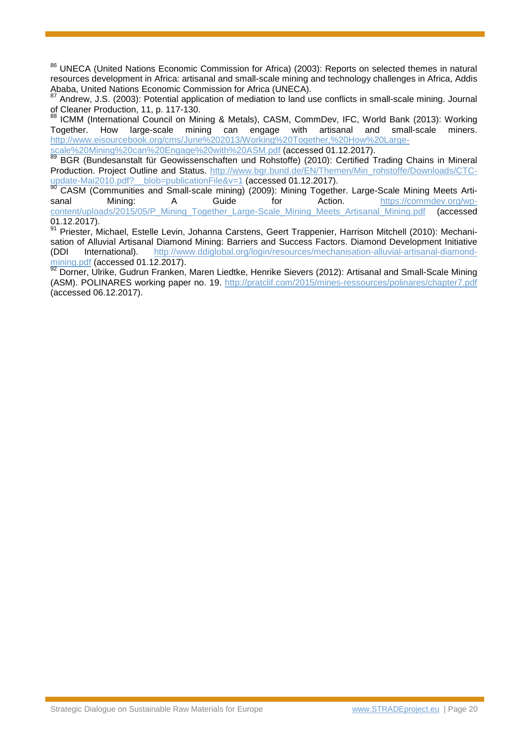[86] UNECA (United Nations Economic Commission for Africa) (2003): Reports on selected themes in natural resources development in Africa: artisanal and small-scale mining and technology challenges in Africa, Addis Ababa, United Nations Economic Commission for Africa (UNECA).

[87] Andrew, J.S. (2003): Potential application of mediation to land use conflicts in small-scale mining. Journal of Cleaner Production, 11, p. 117-130.

[88] ICMM (International Council on Mining & Metals), CASM, CommDev, IFC, World Bank (2013): Working Together. How large-scale mining can engage with artisanal and small-scale miners. http://www.eisourcebook.org/cms/June%202013/Working%20Together,%20How%20Large-scale%20Mining%20can%20Engage%20with%20ASM.pdf (accessed 01.12.2017).

[89] BGR (Bundesanstalt für Geowissenschaften und Rohstoffe) (2010): Certified Trading Chains in Mineral Production. Project Outline and Status. http://www.bgr.bund.de/EN/Themen/Min_rohstoffe/Downloads/CTC-update-Mai2010.pdf?__blob=publicationFile&v=1 (accessed 01.12.2017).

[90] CASM (Communities and Small-scale mining) (2009): Mining Together. Large-Scale Mining Meets Artisanal Mining: A Guide for Action. https://commdev.org/wp-content/uploads/2015/05/P_Mining_Together_Large-Scale_Mining_Meets_Artisanal_Mining.pdf (accessed 01.12.2017).

[91] Priester, Michael, Estelle Levin, Johanna Carstens, Geert Trappenier, Harrison Mitchell (2010): Mechanisation of Alluvial Artisanal Diamond Mining: Barriers and Success Factors. Diamond Development Initiative (DDI International). http://www.ddiglobal.org/login/resources/mechanisation-alluvial-artisanal-diamond-mining.pdf (accessed 01.12.2017).

[92] Dorner, Ulrike, Gudrun Franken, Maren Liedtke, Henrike Sievers (2012): Artisanal and Small-Scale Mining (ASM). POLINARES working paper no. 19. http://pratclif.com/2015/mines-ressources/polinares/chapter7.pdf (accessed 06.12.2017).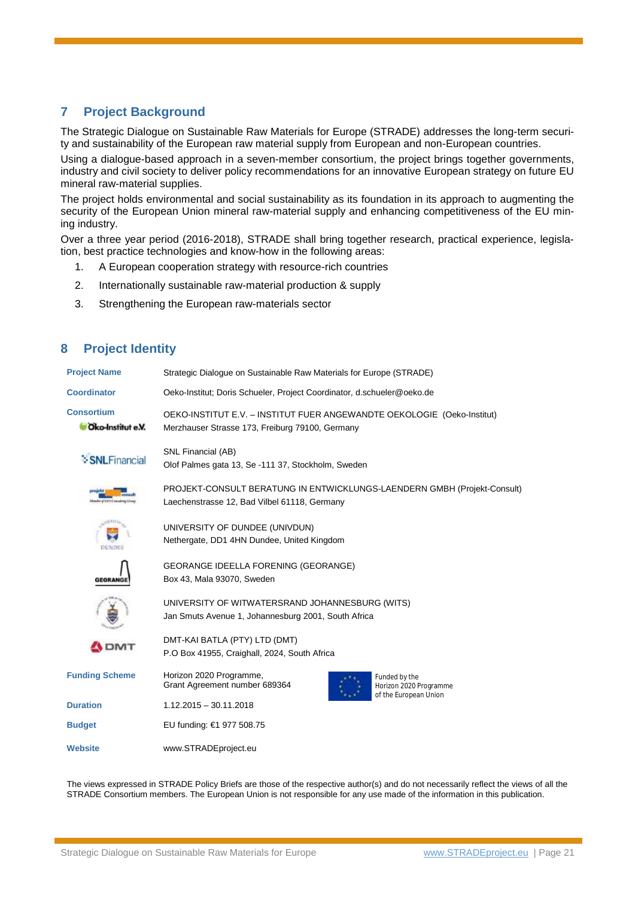## 7 Project Background

The Strategic Dialogue on Sustainable Raw Materials for Europe (STRADE) addresses the long-term security and sustainability of the European raw material supply from European and non-European countries.

Using a dialogue-based approach in a seven-member consortium, the project brings together governments, industry and civil society to deliver policy recommendations for an innovative European strategy on future EU mineral raw-material supplies.

The project holds environmental and social sustainability as its foundation in its approach to augmenting the security of the European Union mineral raw-material supply and enhancing competitiveness of the EU mining industry.

Over a three year period (2016-2018), STRADE shall bring together research, practical experience, legislation, best practice technologies and know-how in the following areas:

1. A European cooperation strategy with resource-rich countries
2. Internationally sustainable raw-material production & supply
3. Strengthening the European raw-materials sector

## 8 Project Identity

| | |
|---|---|
| **Project Name** | Strategic Dialogue on Sustainable Raw Materials for Europe (STRADE) |
| **Coordinator** | Oeko-Institut; Doris Schueler, Project Coordinator, d.schueler@oeko.de |
| **Consortium** Öko-Institut e.V. | OEKO-INSTITUT E.V. – INSTITUT FUER ANGEWANDTE OEKOLOGIE (Oeko-Institut) Merzhauser Strasse 173, Freiburg 79100, Germany |
| SNLFinancial | SNL Financial (AB) Olof Palmes gata 13, Se -111 37, Stockholm, Sweden |
| projekt consult | PROJEKT-CONSULT BERATUNG IN ENTWICKLUNGS-LAENDERN GMBH (Projekt-Consult) Laechenstrasse 12, Bad Vilbel 61118, Germany |
| Dundee | UNIVERSITY OF DUNDEE (UNIVDUN) Nethergate, DD1 4HN Dundee, United Kingdom |
| GEORANGE | GEORANGE IDEELLA FORENING (GEORANGE) Box 43, Mala 93070, Sweden |
| | UNIVERSITY OF WITWATERSRAND JOHANNESBURG (WITS) Jan Smuts Avenue 1, Johannesburg 2001, South Africa |
| DMT | DMT-KAI BATLA (PTY) LTD (DMT) P.O Box 41955, Craighall, 2024, South Africa |
| **Funding Scheme** | Horizon 2020 Programme, Grant Agreement number 689364 — Funded by the Horizon 2020 Programme of the European Union |
| **Duration** | 1.12.2015 – 30.11.2018 |
| **Budget** | EU funding: €1 977 508.75 |
| **Website** | www.STRADEproject.eu |

The views expressed in STRADE Policy Briefs are those of the respective author(s) and do not necessarily reflect the views of all the STRADE Consortium members. The European Union is not responsible for any use made of the information in this publication.